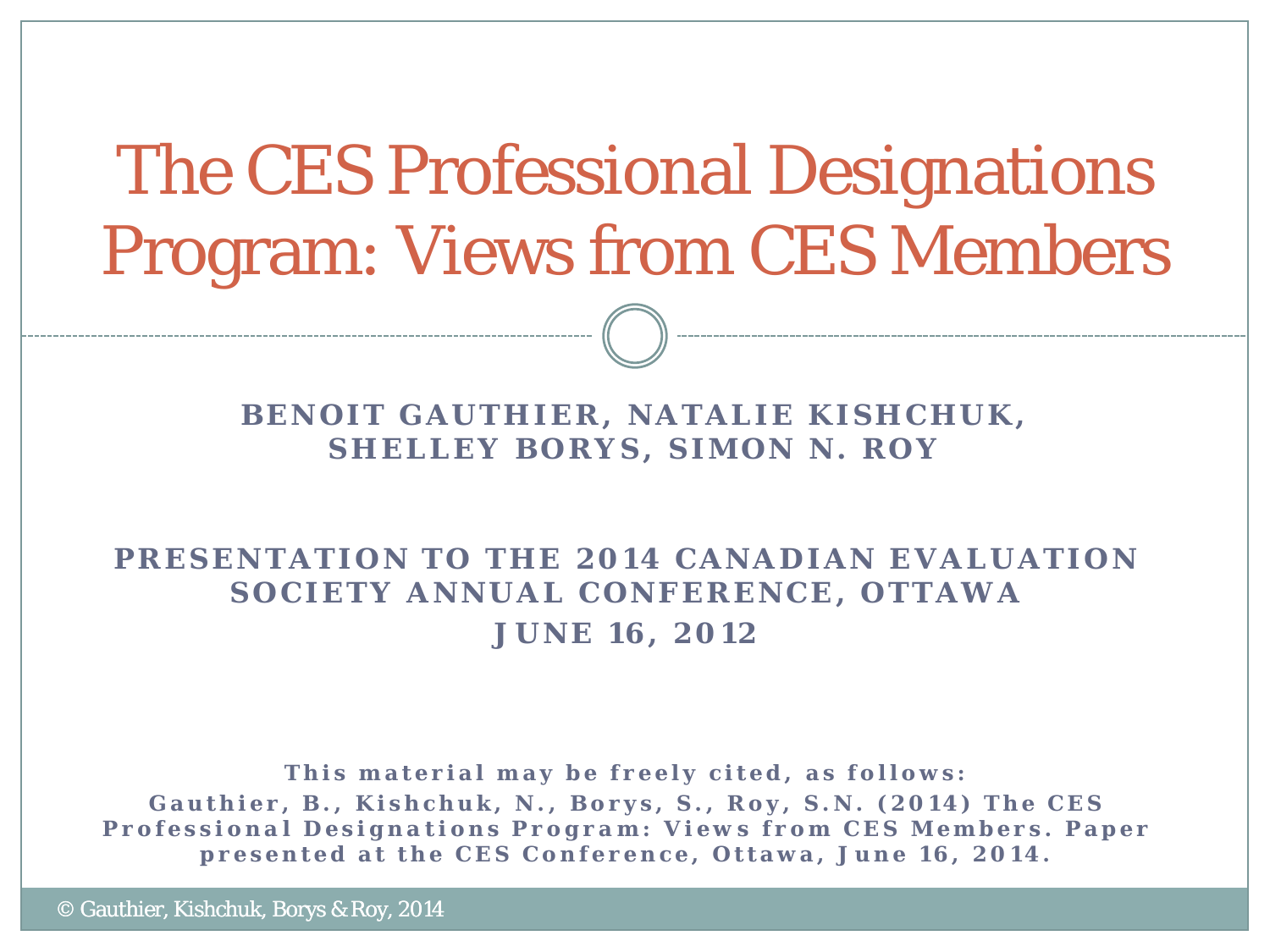# The CES Professional Designations Program: Views from CES Members

**BENOIT GAUTHIER, NATALIE KISHCHUK, SHELLEY BORYS, SIMON N. ROY**

**PRESENTATION TO THE 2014 CANADIAN EVALUATION SOCIETY ANNUAL CONFERENCE, OTTAWA**

**JUNE 16, 2012**

**This material may be freely cited, as follows:**
**Gauthier, B., Kishchuk, N., Borys, S., Roy, S.N. (2014) The CES Professional Designations Program: Views from CES Members. Paper presented at the CES Conference, Ottawa, June 16, 2014.**

© Gauthier, Kishchuk, Borys & Roy, 2014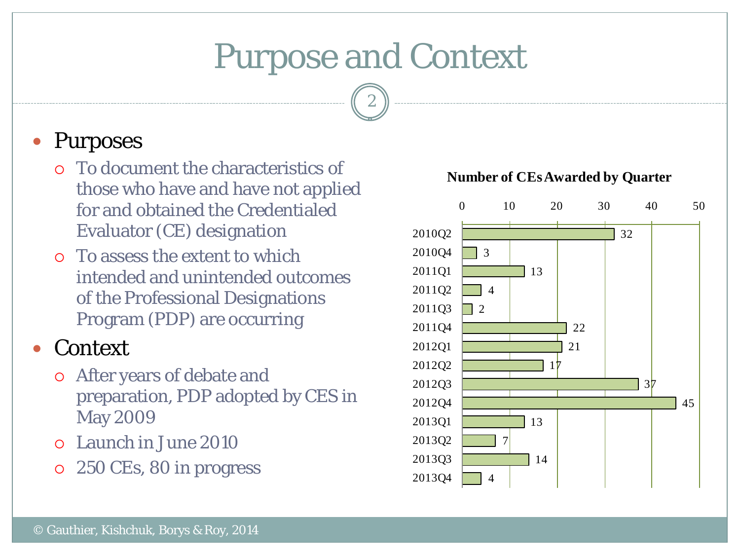# Purpose and Context

- Purposes
  - To document the characteristics of those who have and have not applied for and obtained the Credentialed Evaluator (CE) designation
  - To assess the extent to which intended and unintended outcomes of the Professional Designations Program (PDP) are occurring
- Context
  - After years of debate and preparation, PDP adopted by CES in May 2009
  - Launch in June 2010
  - 250 CEs, 80 in progress

**Number of CEs Awarded by Quarter**

0 10 20 30 40 50

2010Q2 32
2010Q4 3
2011Q1 13
2011Q2 4
2011Q3 2
2011Q4 22
2012Q1 21
2012Q2 17
2012Q3 37
2012Q4 45
2013Q1 13
2013Q2 7
2013Q3 14
2013Q4 4

© Gauthier, Kishchuk, Borys & Roy, 2014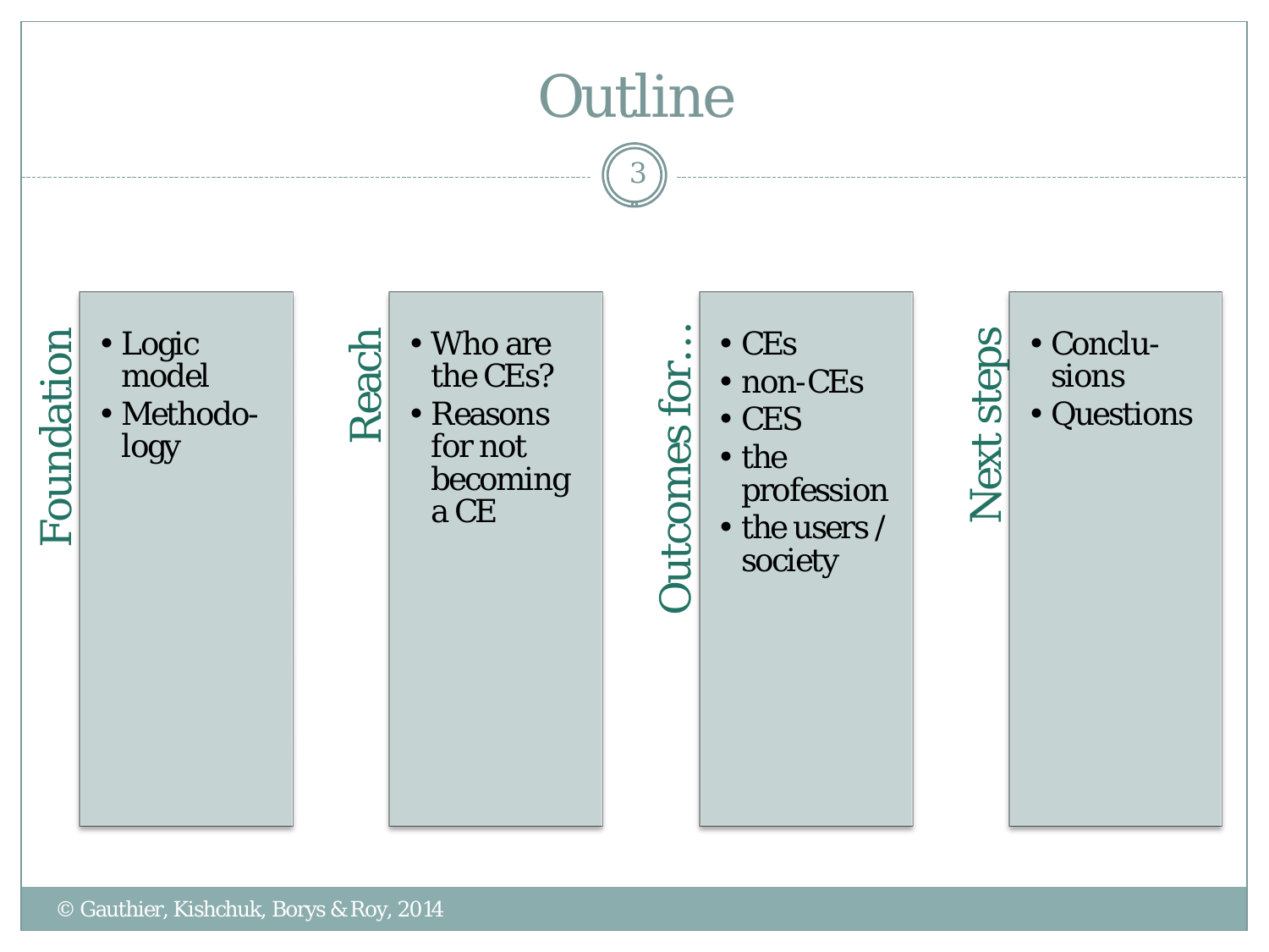# Outline

## Foundation

- Logic model
- Methodo-logy

## Reach

- Who are the CEs?
- Reasons for not becoming a CE

## Outcomes for…

- CEs
- non-CEs
- CES
- the profession
- the users / society

## Next steps

- Conclu-sions
- Questions

© Gauthier, Kishchuk, Borys & Roy, 2014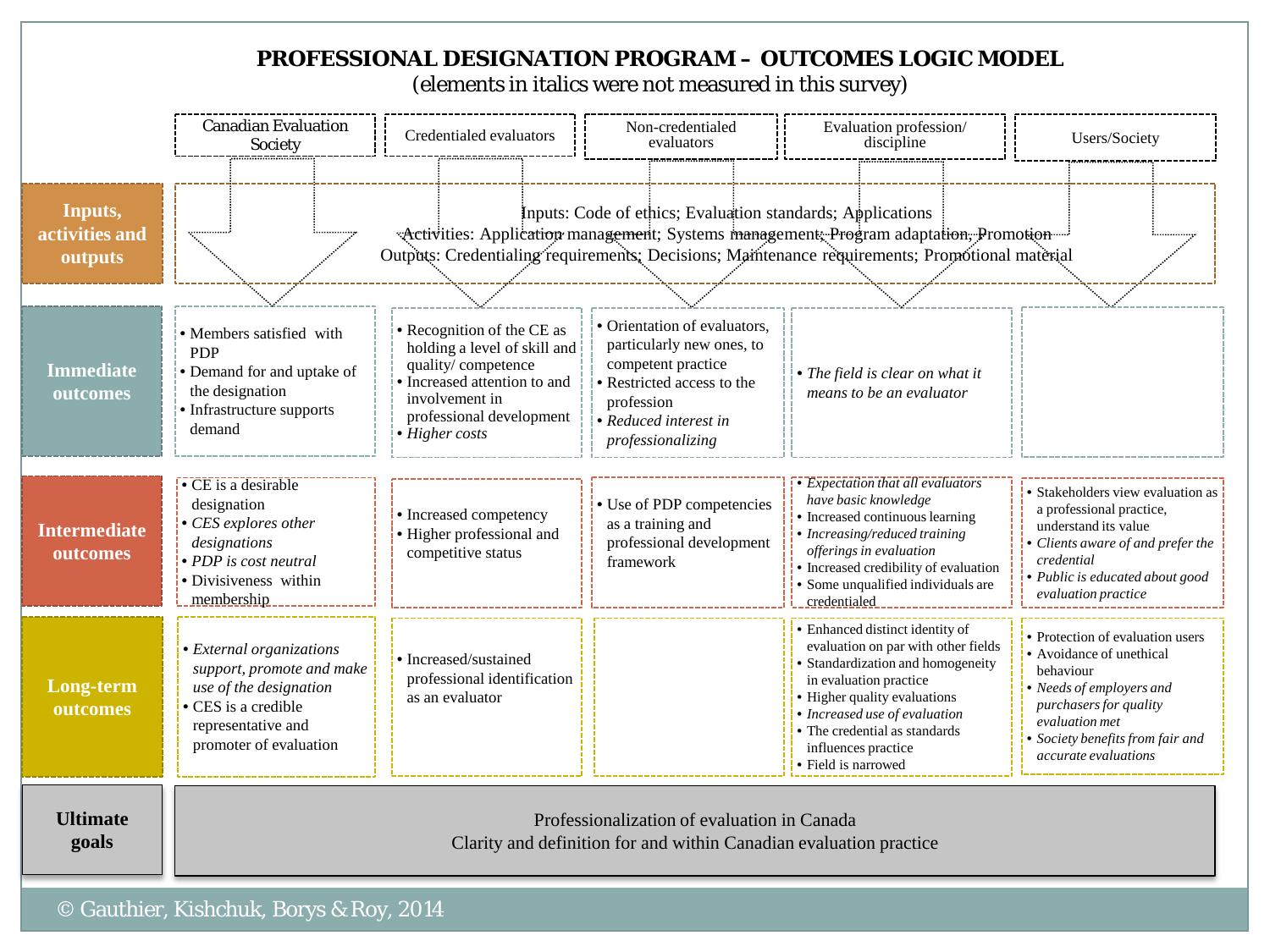# PROFESSIONAL DESIGNATION PROGRAM – OUTCOMES LOGIC MODEL

(elements in italics were not measured in this survey)

| | Canadian Evaluation Society | Credentialed evaluators | Non-credentialed evaluators | Evaluation profession/ discipline | Users/Society |
|---|---|---|---|---|---|
| **Inputs, activities and outputs** | Inputs: Code of ethics; Evaluation standards; Applications<br>Activities: Application management; Systems management; Program adaptation; Promotion<br>Outputs: Credentialing requirements; Decisions; Maintenance requirements; Promotional material | | | | |
| **Immediate outcomes** | • Members satisfied with PDP<br>• Demand for and uptake of the designation<br>• Infrastructure supports demand | • Recognition of the CE as holding a level of skill and quality/ competence<br>• Increased attention to and involvement in professional development<br>• *Higher costs* | • Orientation of evaluators, particularly new ones, to competent practice<br>• Restricted access to the profession<br>• *Reduced interest in professionalizing* | • *The field is clear on what it means to be an evaluator* | |
| **Intermediate outcomes** | • CE is a desirable designation<br>• *CES explores other designations*<br>• *PDP is cost neutral*<br>• Divisiveness within membership | • Increased competency<br>• Higher professional and competitive status | • Use of PDP competencies as a training and professional development framework | • *Expectation that all evaluators have basic knowledge*<br>• Increased continuous learning<br>• *Increasing/reduced training offerings in evaluation*<br>• Increased credibility of evaluation<br>• Some unqualified individuals are credentialed | • Stakeholders view evaluation as a professional practice, understand its value<br>• *Clients aware of and prefer the credential*<br>• *Public is educated about good evaluation practice* |
| **Long-term outcomes** | • *External organizations support, promote and make use of the designation*<br>• CES is a credible representative and promoter of evaluation | • Increased/sustained professional identification as an evaluator | | • Enhanced distinct identity of evaluation on par with other fields<br>• Standardization and homogeneity in evaluation practice<br>• Higher quality evaluations<br>• *Increased use of evaluation*<br>• The credential as standards influences practice<br>• Field is narrowed | • Protection of evaluation users<br>• Avoidance of unethical behaviour<br>• *Needs of employers and purchasers for quality evaluation met*<br>• *Society benefits from fair and accurate evaluations* |
| **Ultimate goals** | Professionalization of evaluation in Canada<br>Clarity and definition for and within Canadian evaluation practice | | | | |

© Gauthier, Kishchuk, Borys & Roy, 2014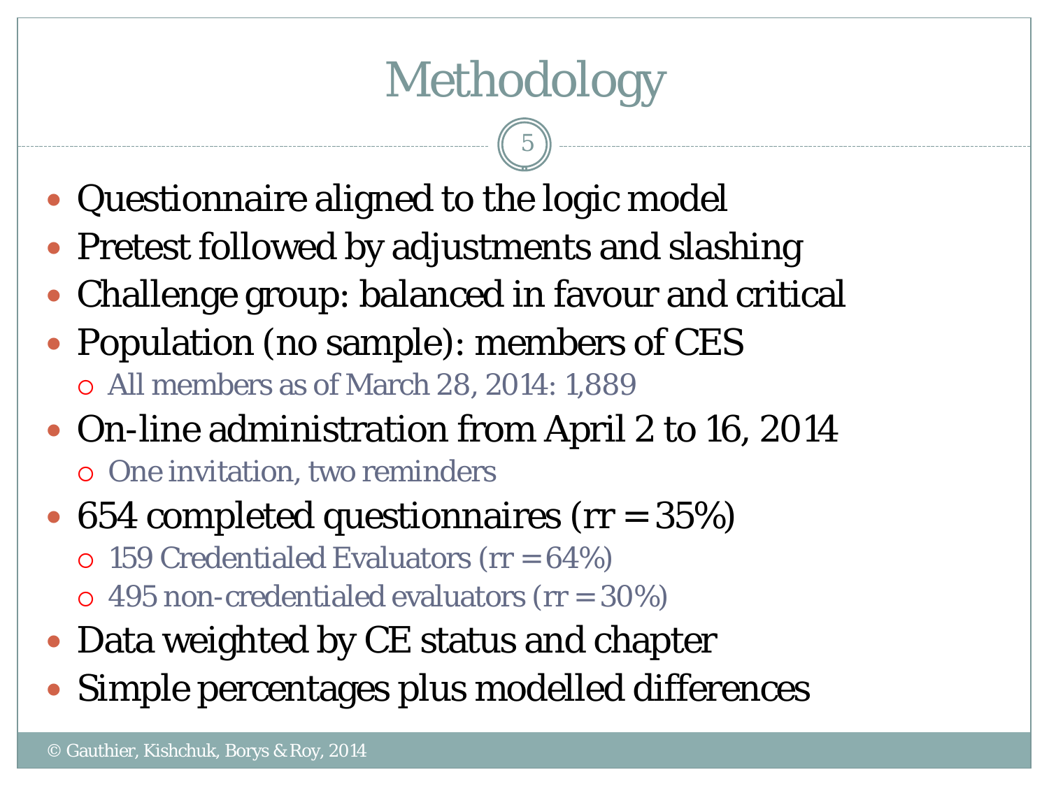# Methodology

- Questionnaire aligned to the logic model
- Pretest followed by adjustments and slashing
- Challenge group: balanced in favour and critical
- Population (no sample): members of CES
  - All members as of March 28, 2014: 1,889
- On-line administration from April 2 to 16, 2014
  - One invitation, two reminders
- 654 completed questionnaires (rr = 35%)
  - 159 Credentialed Evaluators (rr = 64%)
  - 495 non-credentialed evaluators (rr = 30%)
- Data weighted by CE status and chapter
- Simple percentages plus modelled differences

© Gauthier, Kishchuk, Borys & Roy, 2014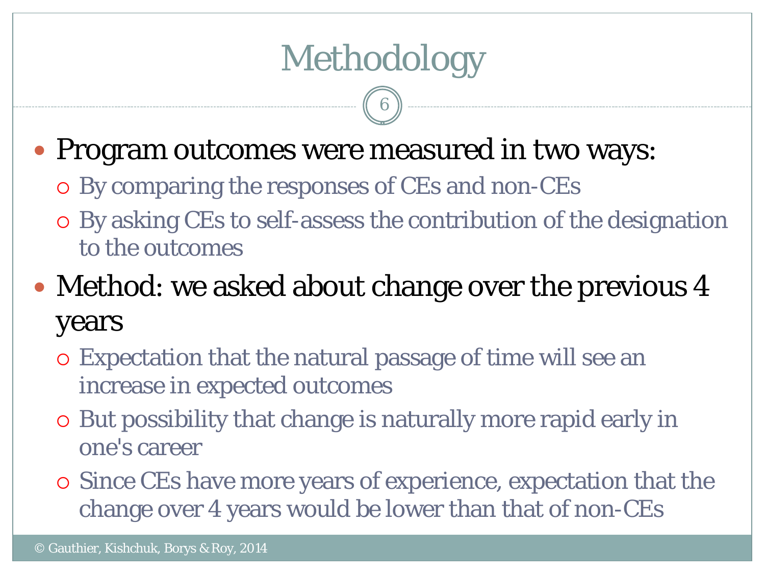# Methodology

- Program outcomes were measured in two ways:
  - By comparing the responses of CEs and non-CEs
  - By asking CEs to self-assess the contribution of the designation to the outcomes
- Method: we asked about change over the previous 4 years
  - Expectation that the natural passage of time will see an increase in expected outcomes
  - But possibility that change is naturally more rapid early in one's career
  - Since CEs have more years of experience, expectation that the change over 4 years would be lower than that of non-CEs

© Gauthier, Kishchuk, Borys & Roy, 2014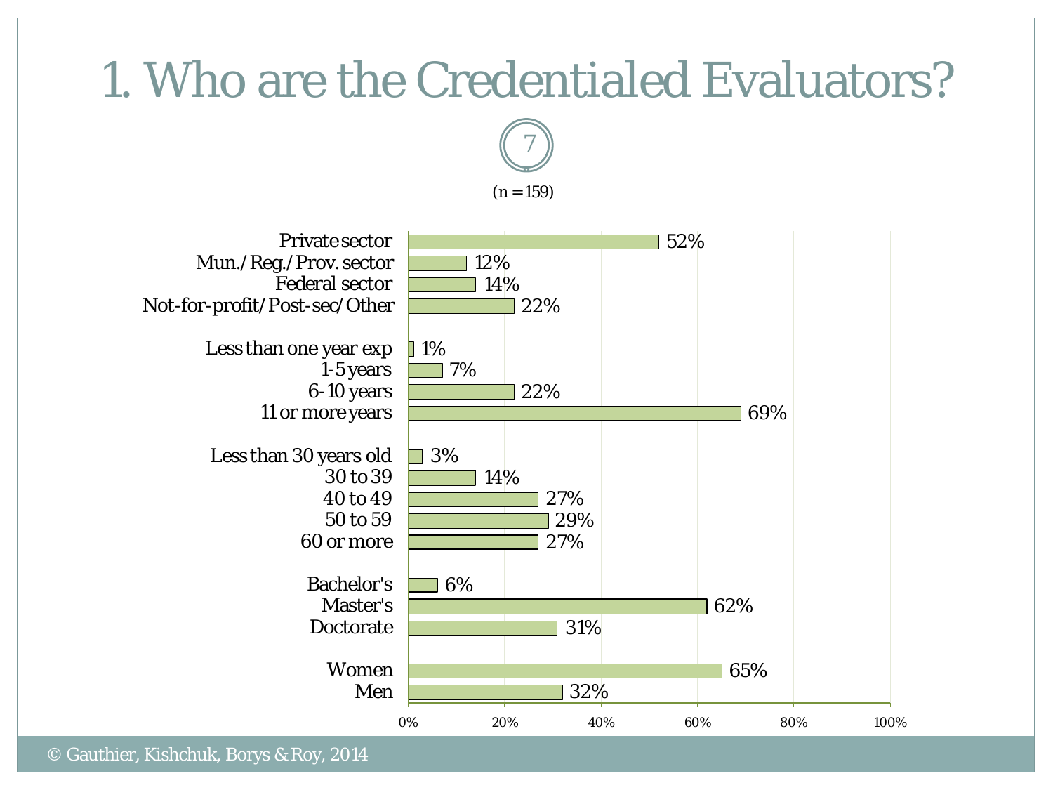# 1. Who are the Credentialed Evaluators?

(n = 159)

Private sector 52%
Mun./Reg./Prov. sector 12%
Federal sector 14%
Not-for-profit/Post-sec/Other 22%

Less than one year exp 1%
1-5 years 7%
6-10 years 22%
11 or more years 69%

Less than 30 years old 3%
30 to 39 14%
40 to 49 27%
50 to 59 29%
60 or more 27%

Bachelor's 6%
Master's 62%
Doctorate 31%

Women 65%
Men 32%

0% 20% 40% 60% 80% 100%

© Gauthier, Kishchuk, Borys & Roy, 2014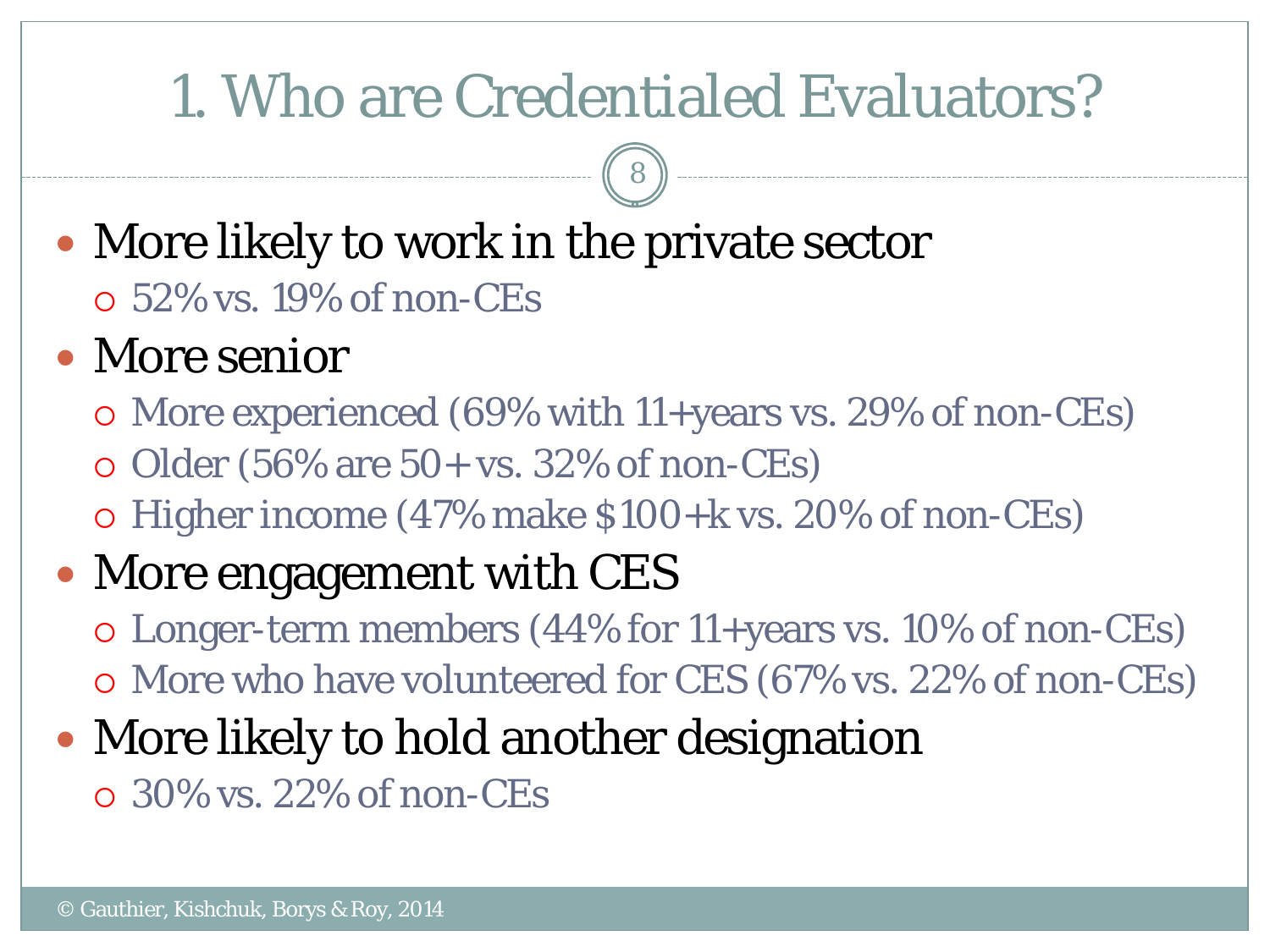# 1. Who are Credentialed Evaluators?

- More likely to work in the private sector
  - 52% vs. 19% of non-CEs
- More senior
  - More experienced (69% with 11+years vs. 29% of non-CEs)
  - Older (56% are 50+ vs. 32% of non-CEs)
  - Higher income (47% make $100+k vs. 20% of non-CEs)
- More engagement with CES
  - Longer-term members (44% for 11+years vs. 10% of non-CEs)
  - More who have volunteered for CES (67% vs. 22% of non-CEs)
- More likely to hold another designation
  - 30% vs. 22% of non-CEs

© Gauthier, Kishchuk, Borys & Roy, 2014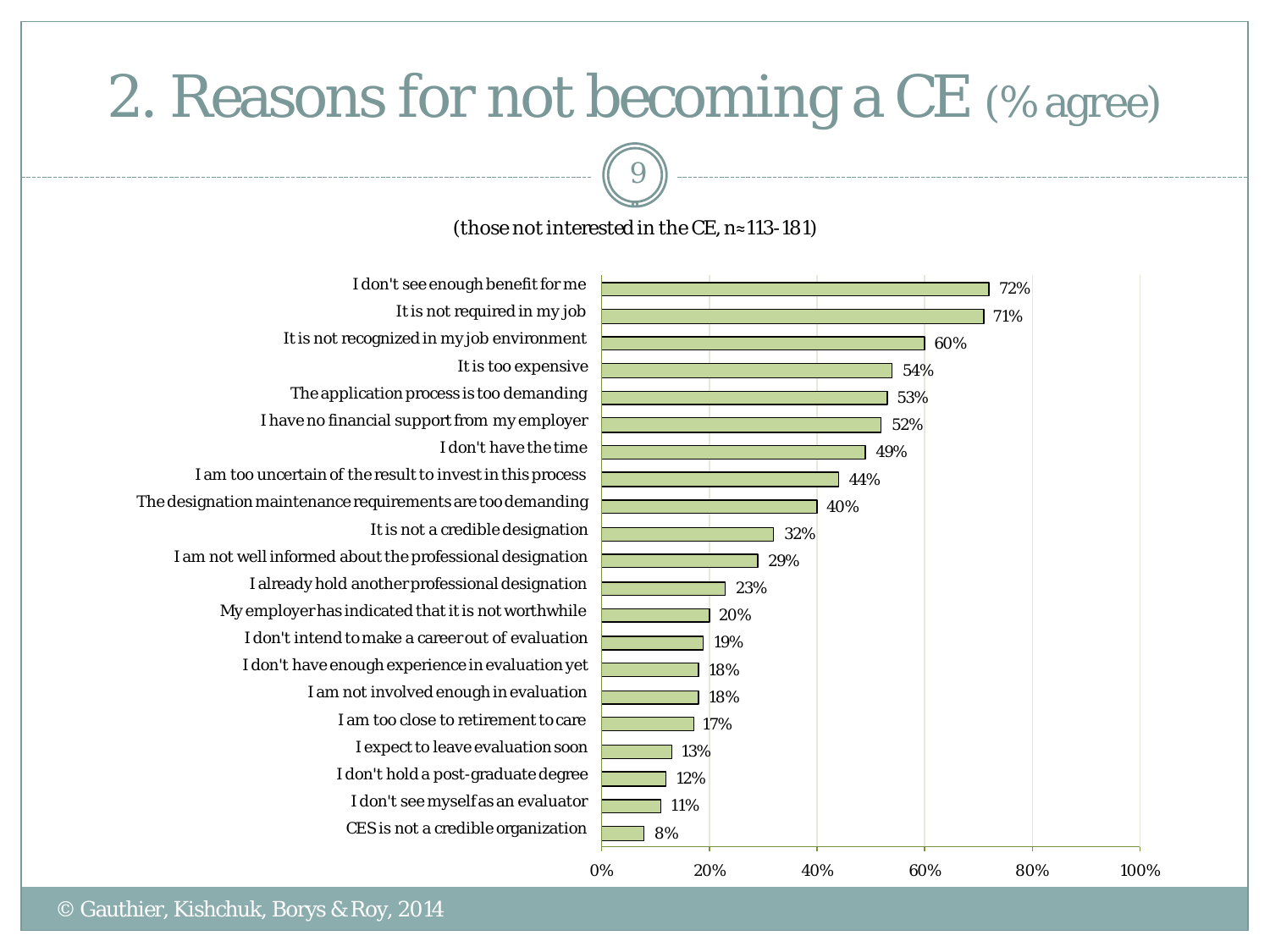# 2. Reasons for not becoming a CE (% agree)

(those not interested in the CE, n≈113-181)

I don't see enough benefit for me 72%
It is not required in my job 71%
It is not recognized in my job environment 60%
It is too expensive 54%
The application process is too demanding 53%
I have no financial support from my employer 52%
I don't have the time 49%
I am too uncertain of the result to invest in this process 44%
The designation maintenance requirements are too demanding 40%
It is not a credible designation 32%
I am not well informed about the professional designation 29%
I already hold another professional designation 23%
My employer has indicated that it is not worthwhile 20%
I don't intend to make a career out of evaluation 19%
I don't have enough experience in evaluation yet 18%
I am not involved enough in evaluation 18%
I am too close to retirement to care 17%
I expect to leave evaluation soon 13%
I don't hold a post-graduate degree 12%
I don't see myself as an evaluator 11%
CES is not a credible organization 8%

0% 20% 40% 60% 80% 100%

© Gauthier, Kishchuk, Borys & Roy, 2014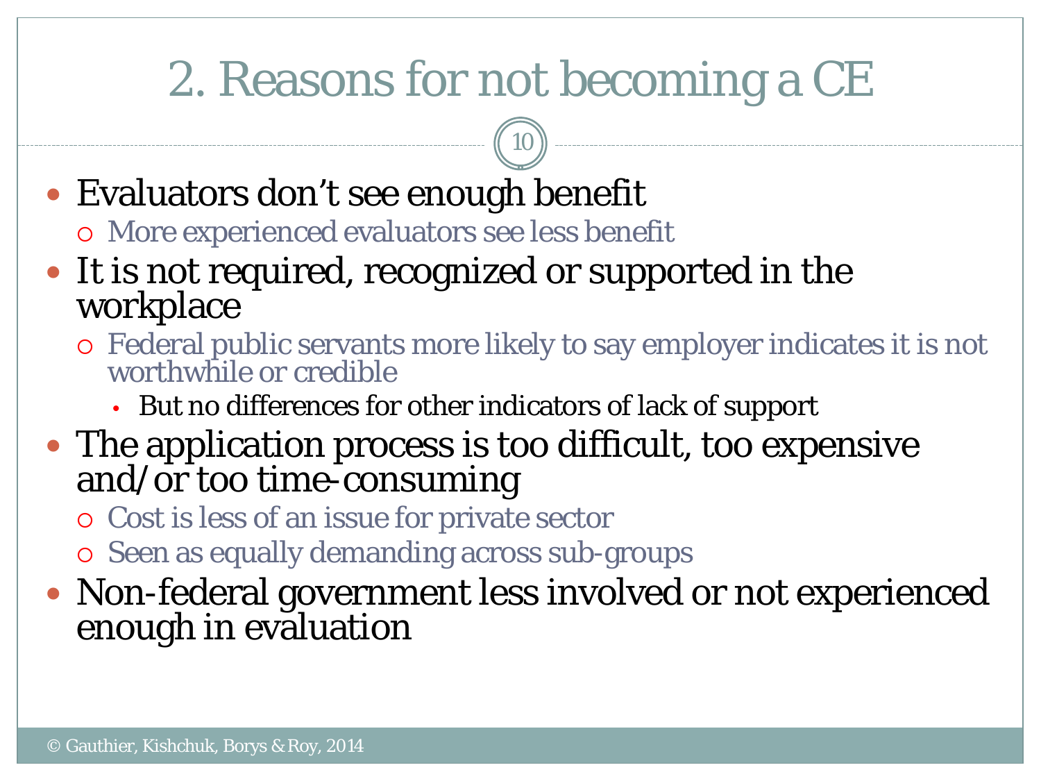# 2. Reasons for not becoming a CE

- Evaluators don't see enough benefit
  - More experienced evaluators see less benefit
- It is not required, recognized or supported in the workplace
  - Federal public servants more likely to say employer indicates it is not worthwhile or credible
    - But no differences for other indicators of lack of support
- The application process is too difficult, too expensive and/or too time-consuming
  - Cost is less of an issue for private sector
  - Seen as equally demanding across sub-groups
- Non-federal government less involved or not experienced enough in evaluation

© Gauthier, Kishchuk, Borys & Roy, 2014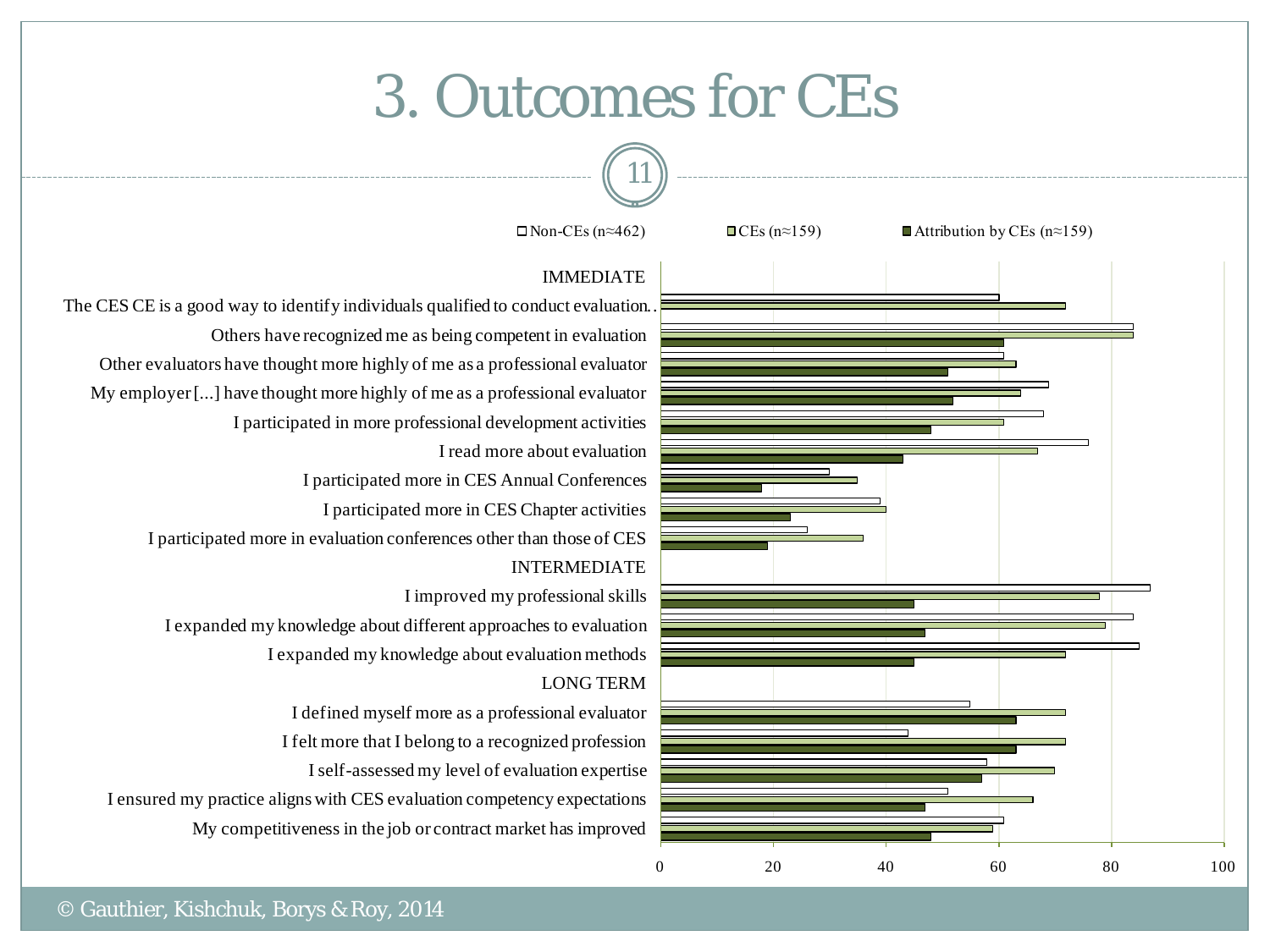# 3. Outcomes for CEs

Non-CEs (n≈462)

CEs (n≈159)

Attribution by CEs (n≈159)

IMMEDIATE

The CES CE is a good way to identify individuals qualified to conduct evaluation...

Others have recognized me as being competent in evaluation

Other evaluators have thought more highly of me as a professional evaluator

My employer [...] have thought more highly of me as a professional evaluator

I participated in more professional development activities

I read more about evaluation

I participated more in CES Annual Conferences

I participated more in CES Chapter activities

I participated more in evaluation conferences other than those of CES

INTERMEDIATE

I improved my professional skills

I expanded my knowledge about different approaches to evaluation

I expanded my knowledge about evaluation methods

LONG TERM

I defined myself more as a professional evaluator

I felt more that I belong to a recognized profession

I self-assessed my level of evaluation expertise

I ensured my practice aligns with CES evaluation competency expectations

My competitiveness in the job or contract market has improved

0 20 40 60 80 100

© Gauthier, Kishchuk, Borys & Roy, 2014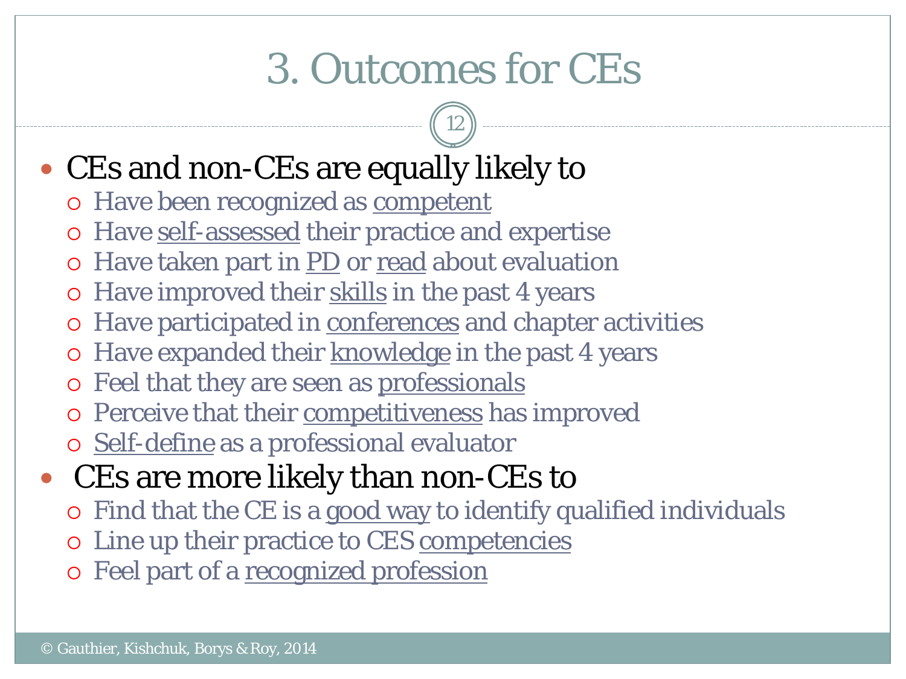# 3. Outcomes for CEs

- CEs and non-CEs are equally likely to
  - Have been recognized as competent
  - Have self-assessed their practice and expertise
  - Have taken part in PD or read about evaluation
  - Have improved their skills in the past 4 years
  - Have participated in conferences and chapter activities
  - Have expanded their knowledge in the past 4 years
  - Feel that they are seen as professionals
  - Perceive that their competitiveness has improved
  - Self-define as a professional evaluator
- CEs are more likely than non-CEs to
  - Find that the CE is a good way to identify qualified individuals
  - Line up their practice to CES competencies
  - Feel part of a recognized profession

© Gauthier, Kishchuk, Borys & Roy, 2014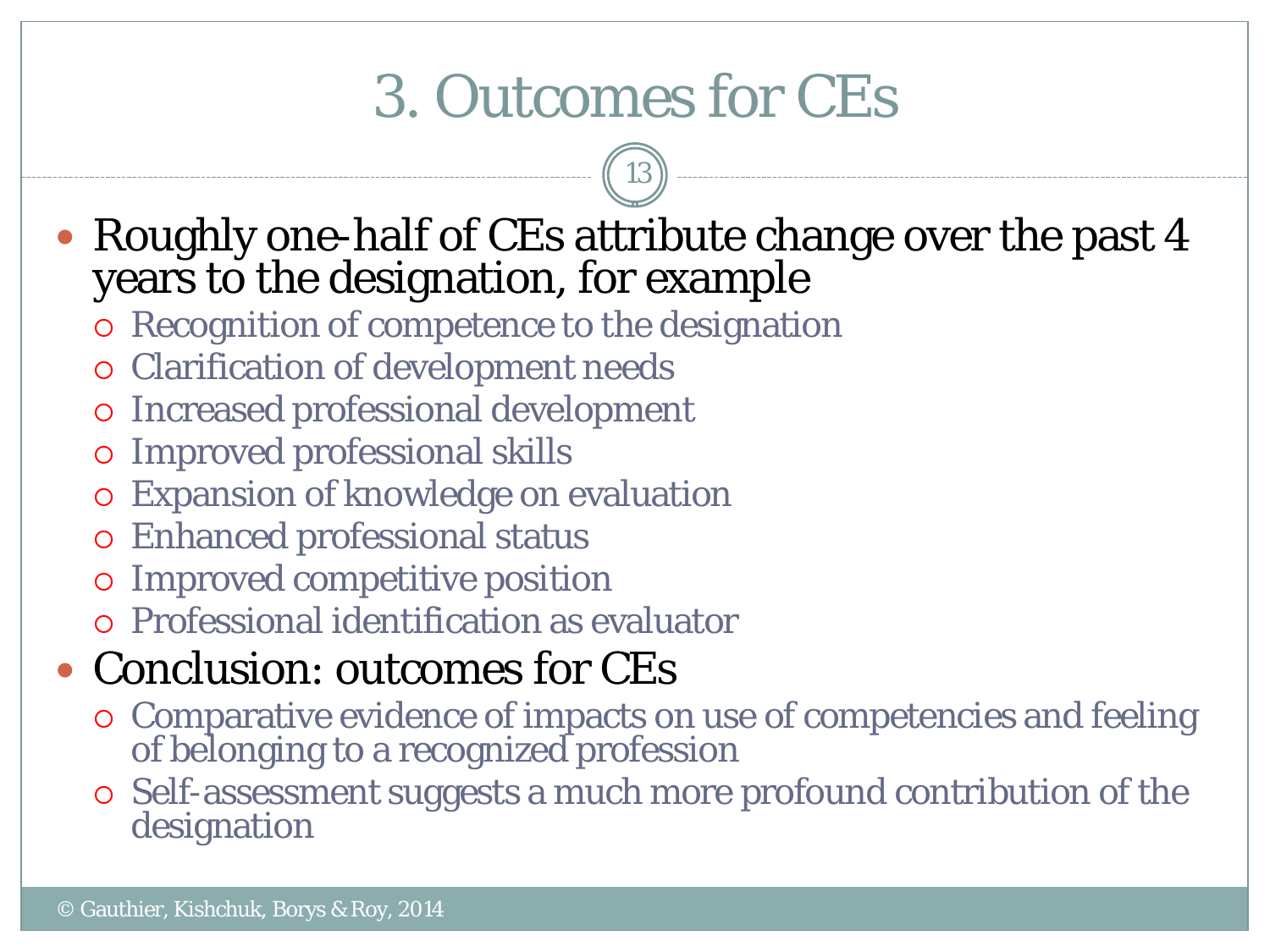# 3. Outcomes for CEs

- Roughly one-half of CEs attribute change over the past 4 years to the designation, for example
  - Recognition of competence to the designation
  - Clarification of development needs
  - Increased professional development
  - Improved professional skills
  - Expansion of knowledge on evaluation
  - Enhanced professional status
  - Improved competitive position
  - Professional identification as evaluator
- Conclusion: outcomes for CEs
  - Comparative evidence of impacts on use of competencies and feeling of belonging to a recognized profession
  - Self-assessment suggests a much more profound contribution of the designation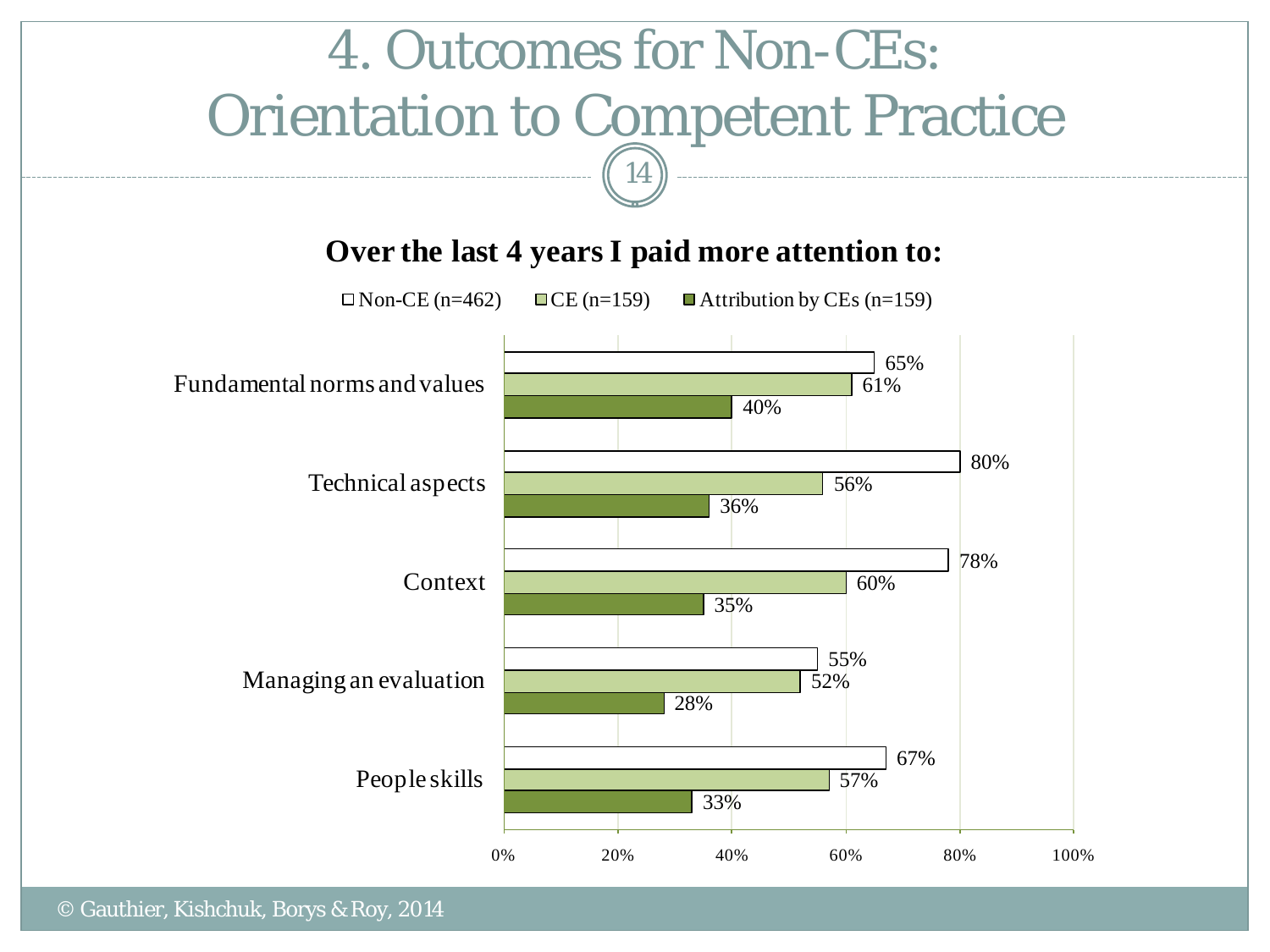# 4. Outcomes for Non-CEs: Orientation to Competent Practice

**Over the last 4 years I paid more attention to:**

| | Non-CE (n=462) | CE (n=159) | Attribution by CEs (n=159) |
|---|---|---|---|
| Fundamental norms and values | 65% | 61% | 40% |
| Technical aspects | 80% | 56% | 36% |
| Context | 78% | 60% | 35% |
| Managing an evaluation | 55% | 52% | 28% |
| People skills | 67% | 57% | 33% |

© Gauthier, Kishchuk, Borys & Roy, 2014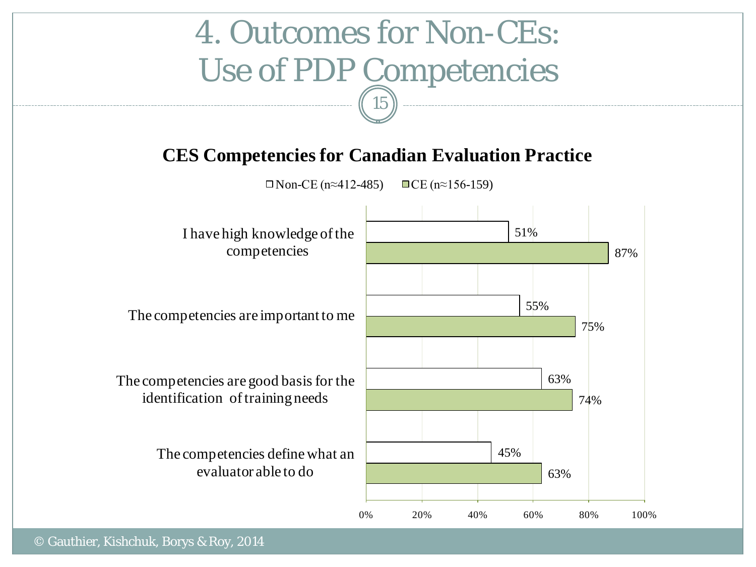# 4. Outcomes for Non-CEs: Use of PDP Competencies

## CES Competencies for Canadian Evaluation Practice

Non-CE (n≈412-485)
CE (n≈156-159)

I have high knowledge of the competencies
51%
87%

The competencies are important to me
55%
75%

The competencies are good basis for the identification of training needs
63%
74%

The competencies define what an evaluator able to do
45%
63%

0%
20%
40%
60%
80%
100%

© Gauthier, Kishchuk, Borys & Roy, 2014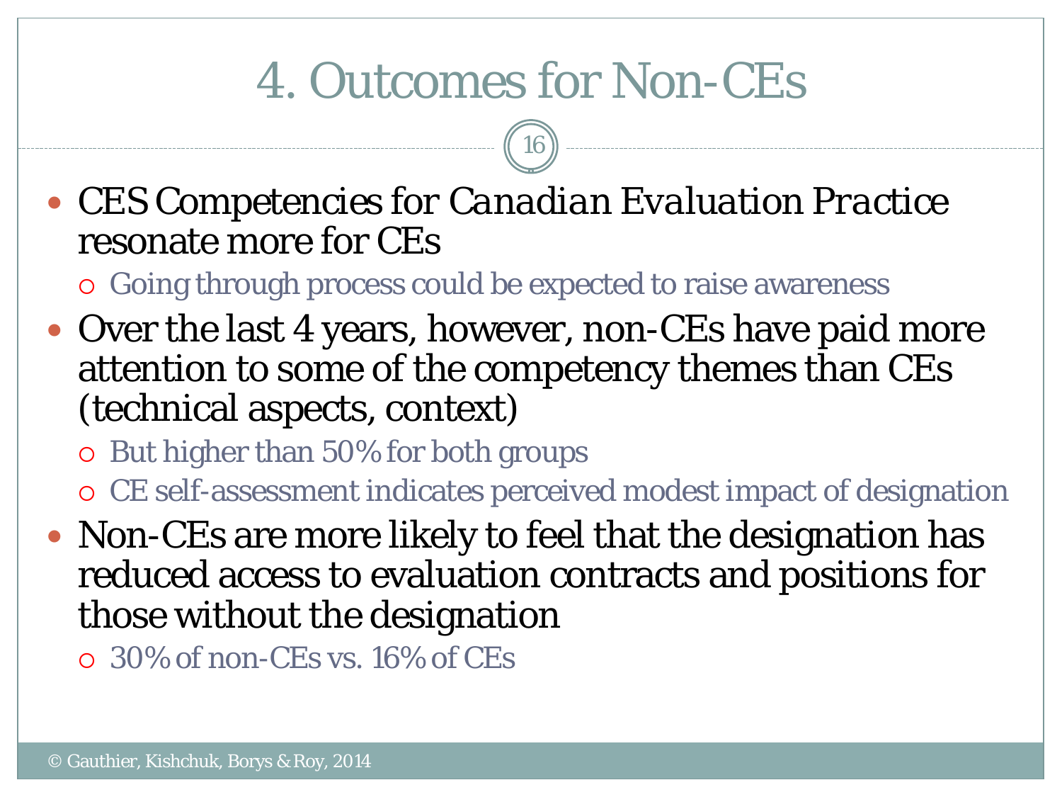# 4. Outcomes for Non-CEs

- CES Competencies for *Canadian Evaluation Practice* resonate more for CEs
  - Going through process could be expected to raise awareness
- Over the last 4 years, however, non-CEs have paid more attention to some of the competency themes than CEs (technical aspects, context)
  - But higher than 50% for both groups
  - CE self-assessment indicates perceived modest impact of designation
- Non-CEs are more likely to feel that the designation has reduced access to evaluation contracts and positions for those without the designation
  - 30% of non-CEs vs. 16% of CEs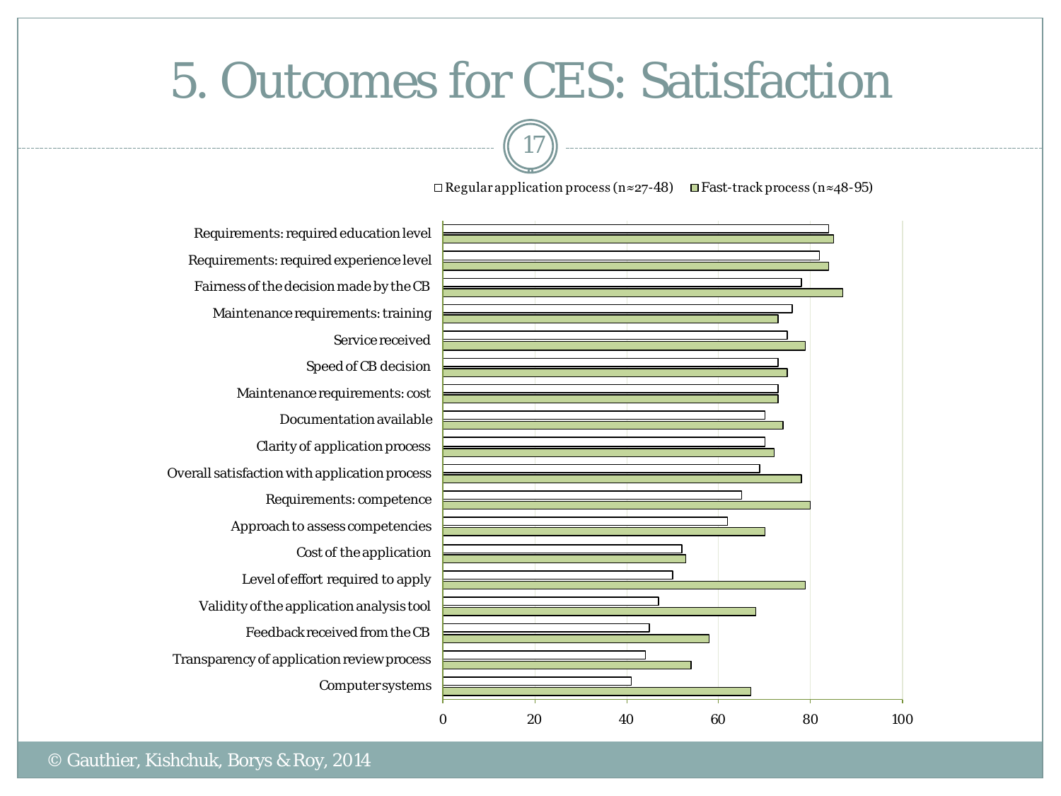# 5. Outcomes for CES: Satisfaction

□ Regular application process (n≈27-48) □ Fast-track process (n≈48-95)

Requirements: required education level
Requirements: required experience level
Fairness of the decision made by the CB
Maintenance requirements: training
Service received
Speed of CB decision
Maintenance requirements: cost
Documentation available
Clarity of application process
Overall satisfaction with application process
Requirements: competence
Approach to assess competencies
Cost of the application
Level of effort required to apply
Validity of the application analysis tool
Feedback received from the CB
Transparency of application review process
Computer systems

0 20 40 60 80 100

© Gauthier, Kishchuk, Borys & Roy, 2014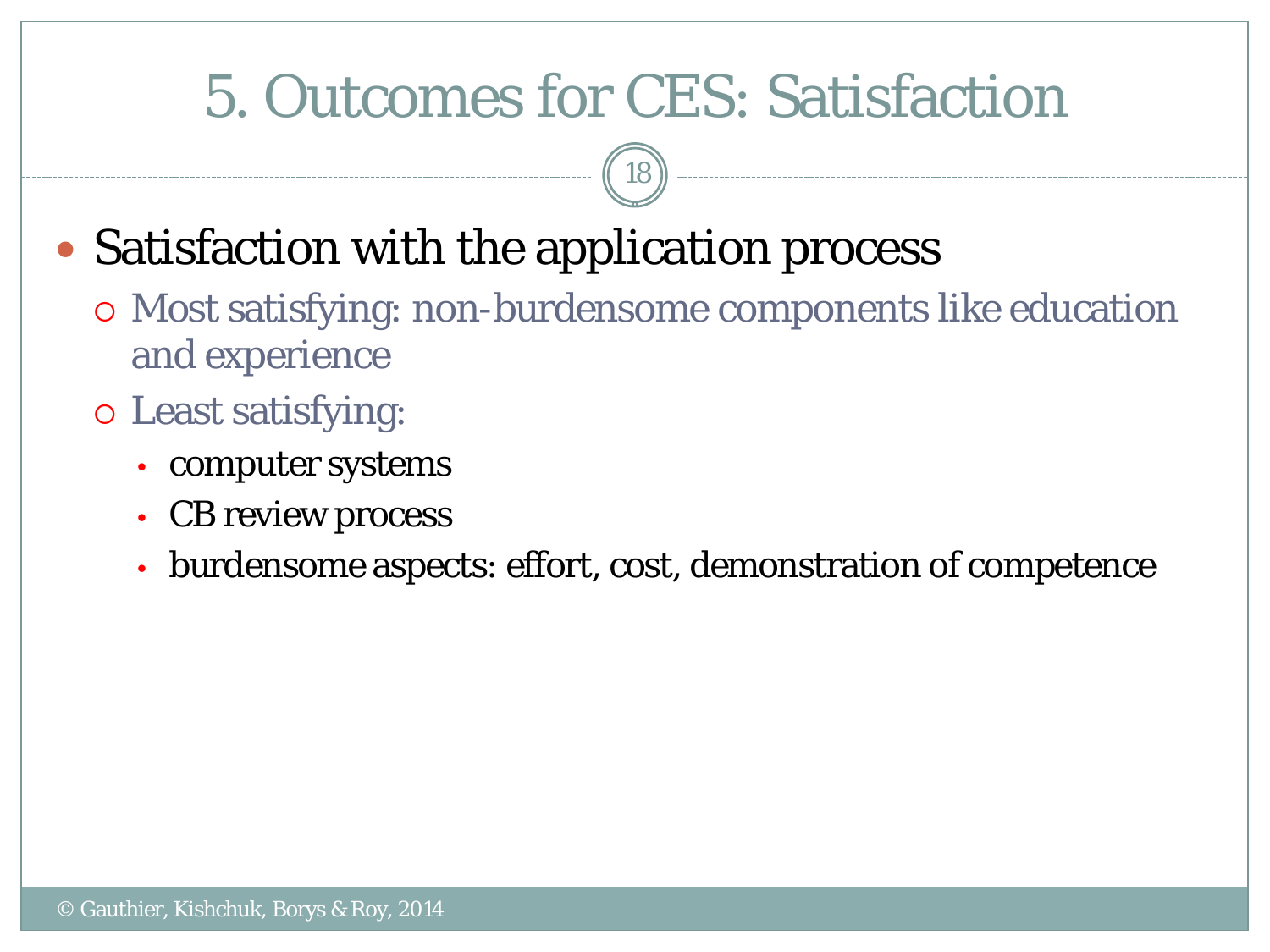# 5. Outcomes for CES: Satisfaction

- Satisfaction with the application process
  - Most satisfying: non-burdensome components like education and experience
  - Least satisfying:
    - computer systems
    - CB review process
    - burdensome aspects: effort, cost, demonstration of competence

© Gauthier, Kishchuk, Borys & Roy, 2014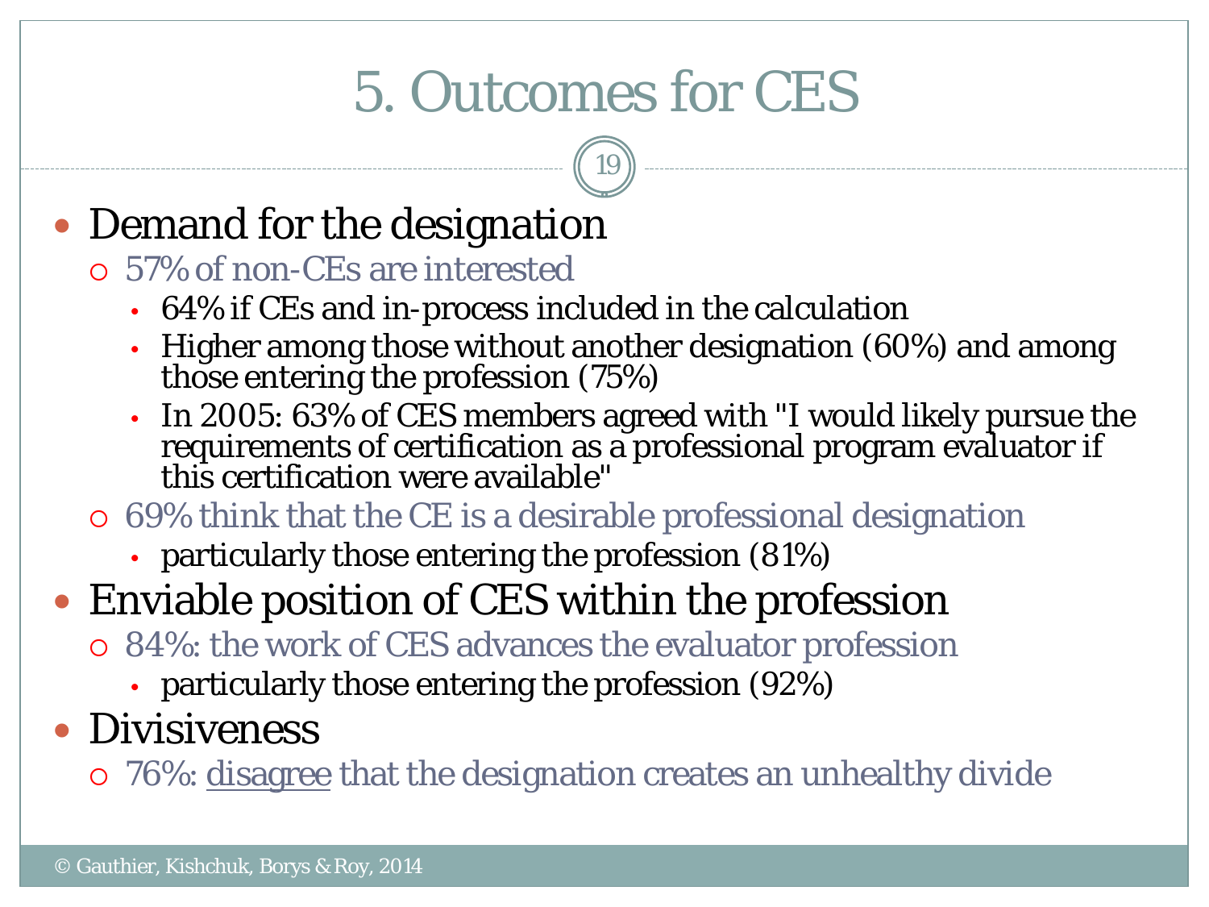# 5. Outcomes for CES

- Demand for the designation
  - 57% of non-CEs are interested
    - 64% if CEs and in-process included in the calculation
    - Higher among those without another designation (60%) and among those entering the profession (75%)
    - In 2005: 63% of CES members agreed with "I would likely pursue the requirements of certification as a professional program evaluator if this certification were available"
  - 69% think that the CE is a desirable professional designation
    - particularly those entering the profession (81%)
- Enviable position of CES within the profession
  - 84%: the work of CES advances the evaluator profession
    - particularly those entering the profession (92%)
- Divisiveness
  - 76%: disagree that the designation creates an unhealthy divide

© Gauthier, Kishchuk, Borys & Roy, 2014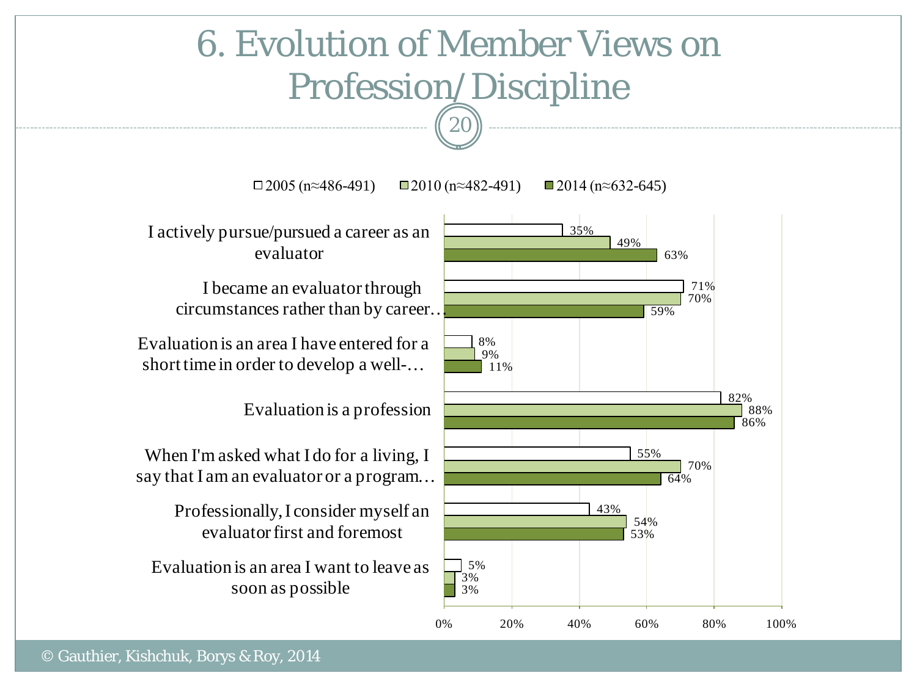# 6. Evolution of Member Views on Profession/Discipline

| Statement | 2005 (n≈486-491) | 2010 (n≈482-491) | 2014 (n≈632-645) |
|---|---|---|---|
| I actively pursue/pursued a career as an evaluator | 35% | 49% | 63% |
| I became an evaluator through circumstances rather than by career… | 71% | 70% | 59% |
| Evaluation is an area I have entered for a short time in order to develop a well-… | 8% | 9% | 11% |
| Evaluation is a profession | 82% | 88% | 86% |
| When I'm asked what I do for a living, I say that I am an evaluator or a program… | 55% | 70% | 64% |
| Professionally, I consider myself an evaluator first and foremost | 43% | 54% | 53% |
| Evaluation is an area I want to leave as soon as possible | 5% | 3% | 3% |

© Gauthier, Kishchuk, Borys & Roy, 2014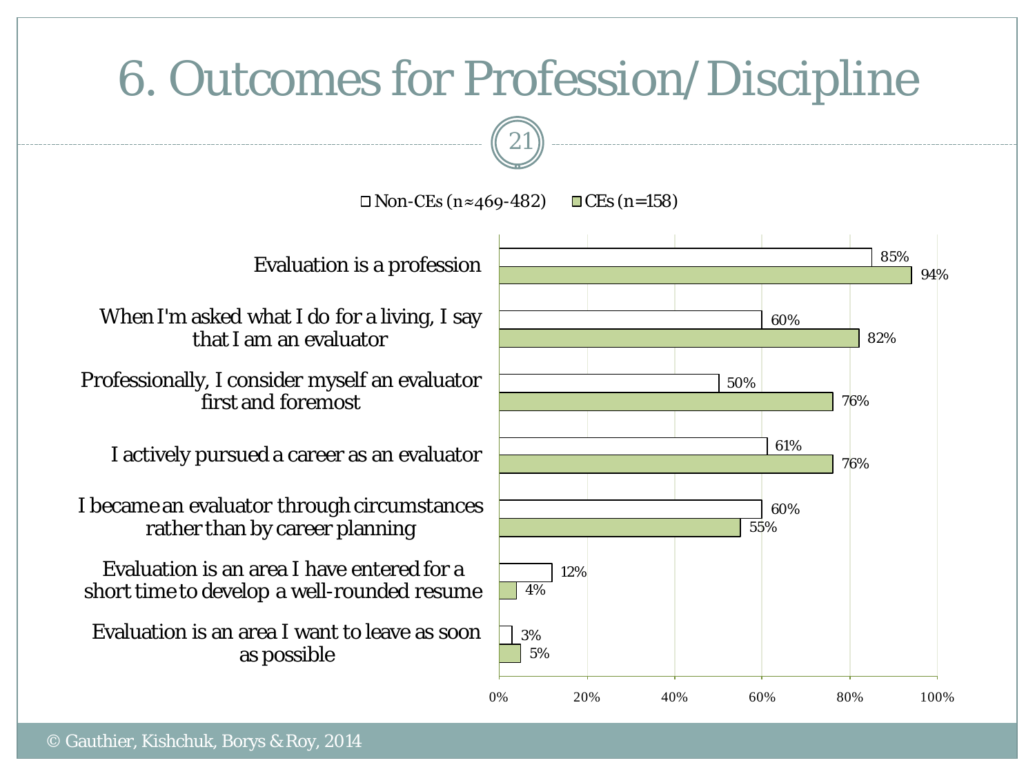# 6. Outcomes for Profession/Discipline

Non-CEs (n≈469-482)
CEs (n=158)

Evaluation is a profession
85%
94%

When I'm asked what I do for a living, I say that I am an evaluator
60%
82%

Professionally, I consider myself an evaluator first and foremost
50%
76%

I actively pursued a career as an evaluator
61%
76%

I became an evaluator through circumstances rather than by career planning
60%
55%

Evaluation is an area I have entered for a short time to develop a well-rounded resume
12%
4%

Evaluation is an area I want to leave as soon as possible
3%
5%

0% 20% 40% 60% 80% 100%

© Gauthier, Kishchuk, Borys & Roy, 2014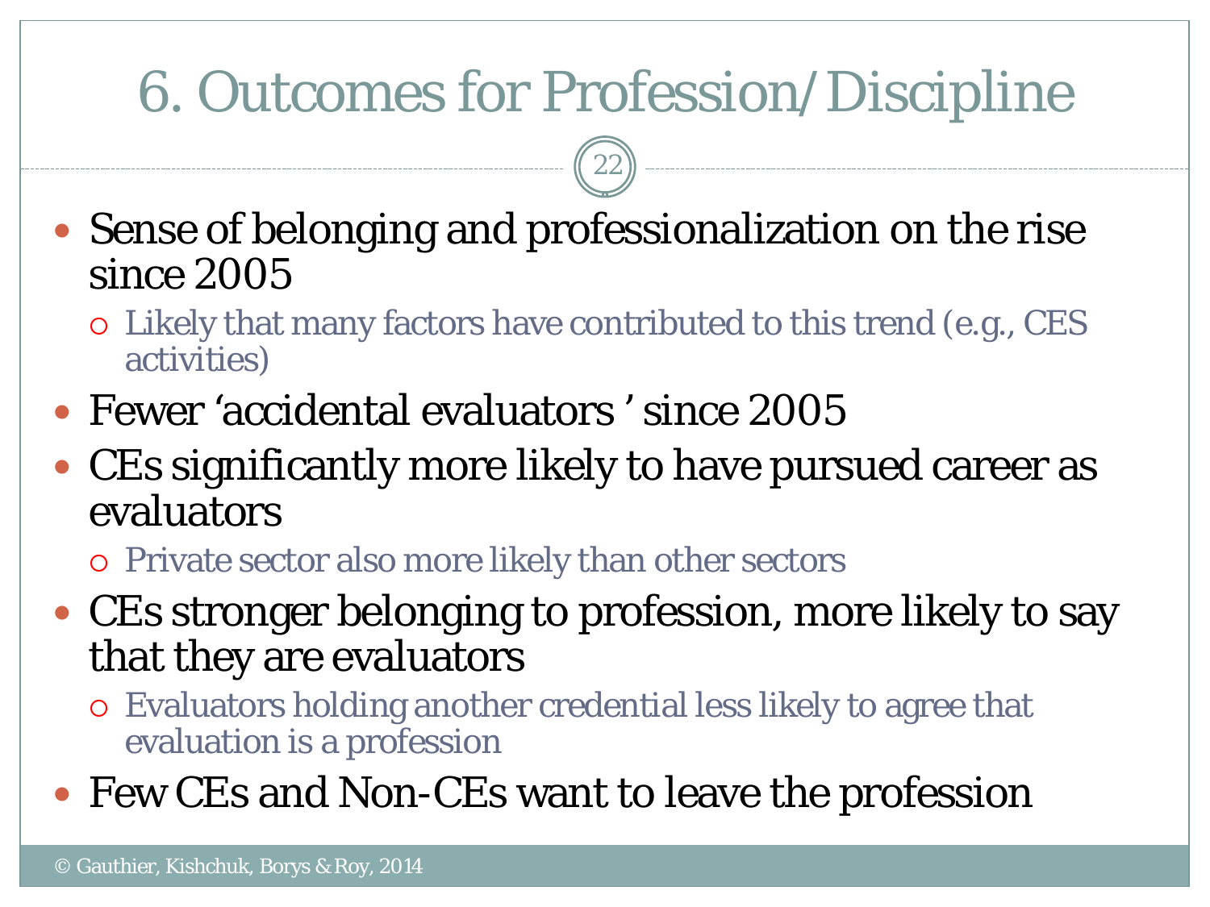# 6. Outcomes for Profession/Discipline

- Sense of belonging and professionalization on the rise since 2005
  - Likely that many factors have contributed to this trend (e.g., CES activities)
- Fewer 'accidental evaluators ' since 2005
- CEs significantly more likely to have pursued career as evaluators
  - Private sector also more likely than other sectors
- CEs stronger belonging to profession, more likely to say that they are evaluators
  - Evaluators holding another credential less likely to agree that evaluation is a profession
- Few CEs and Non-CEs want to leave the profession

© Gauthier, Kishchuk, Borys & Roy, 2014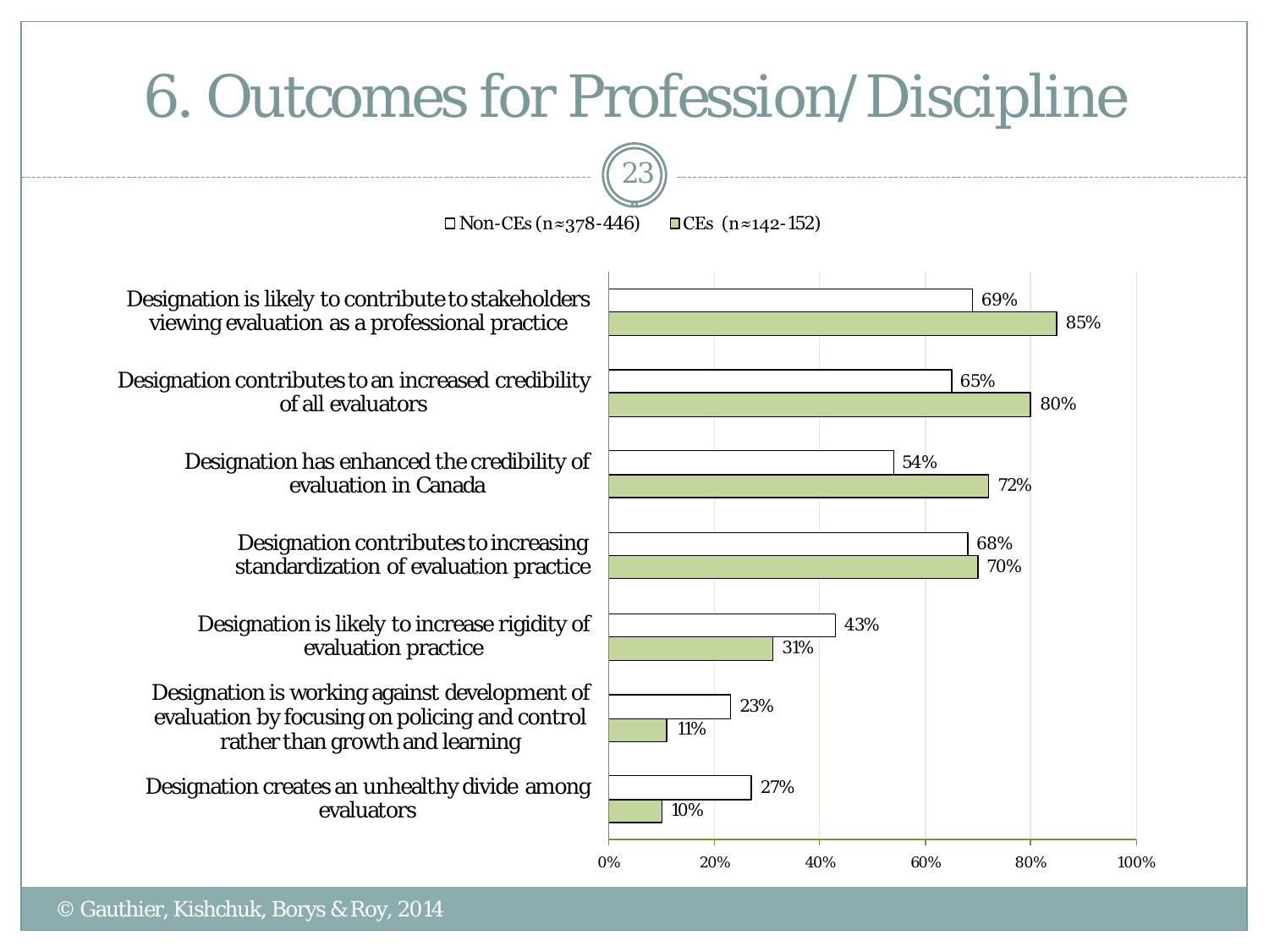# 6. Outcomes for Profession/Discipline

Non-CEs (n≈378-446)
CEs (n≈142-152)

Designation is likely to contribute to stakeholders viewing evaluation as a professional practice
69%
85%

Designation contributes to an increased credibility of all evaluators
65%
80%

Designation has enhanced the credibility of evaluation in Canada
54%
72%

Designation contributes to increasing standardization of evaluation practice
68%
70%

Designation is likely to increase rigidity of evaluation practice
43%
31%

Designation is working against development of evaluation by focusing on policing and control rather than growth and learning
23%
11%

Designation creates an unhealthy divide among evaluators
27%
10%

0%
20%
40%
60%
80%
100%

© Gauthier, Kishchuk, Borys & Roy, 2014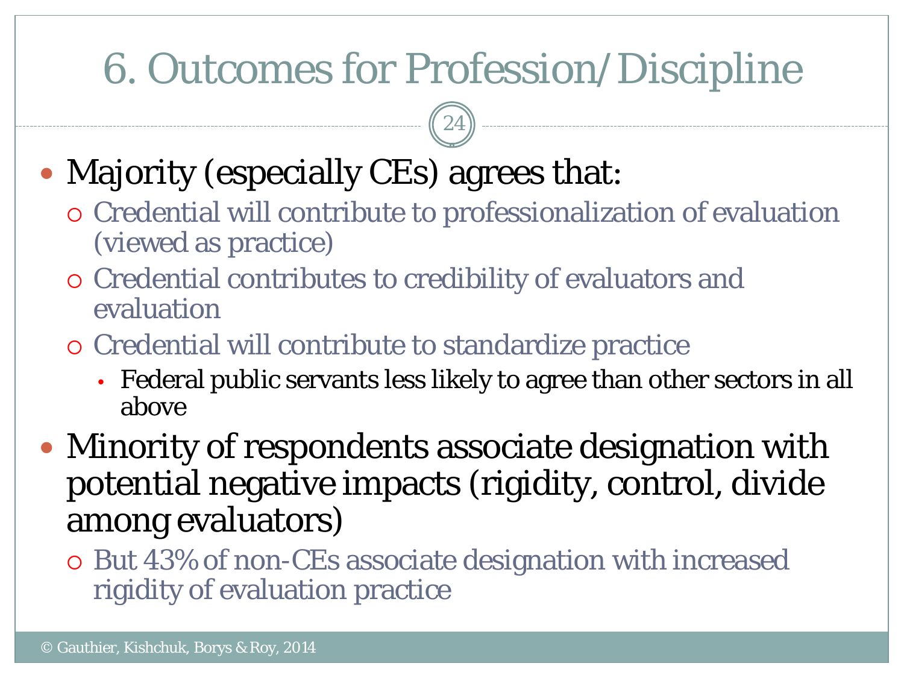# 6. Outcomes for Profession/Discipline

- Majority (especially CEs) agrees that:
  - Credential will contribute to professionalization of evaluation (viewed as practice)
  - Credential contributes to credibility of evaluators and evaluation
  - Credential will contribute to standardize practice
    - Federal public servants less likely to agree than other sectors in all above
- Minority of respondents associate designation with potential negative impacts (rigidity, control, divide among evaluators)
  - But 43% of non-CEs associate designation with increased rigidity of evaluation practice

© Gauthier, Kishchuk, Borys & Roy, 2014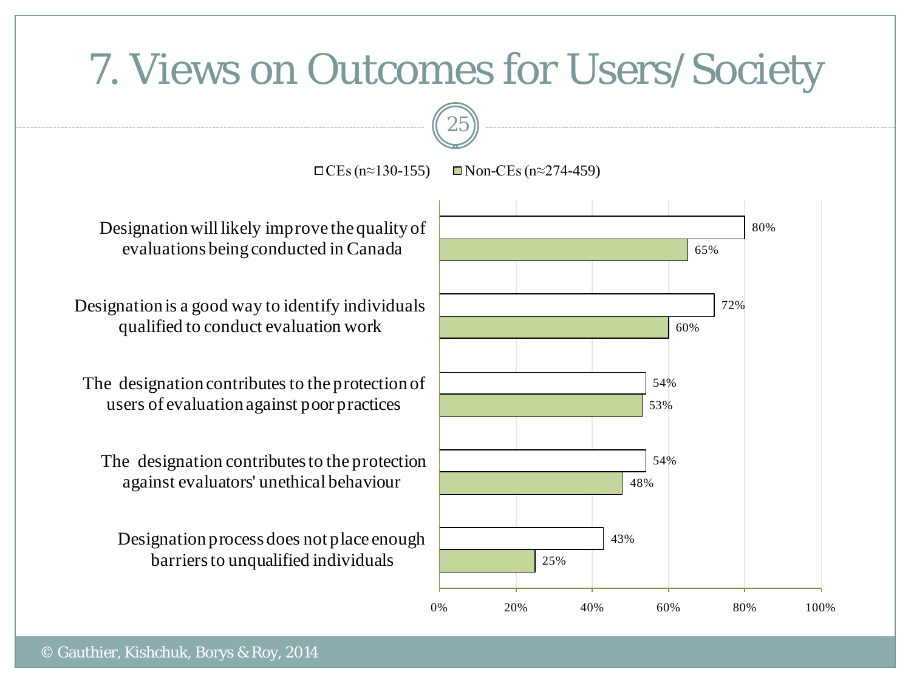# 7. Views on Outcomes for Users/Society

☐ CEs (n≈130-155) ☐ Non-CEs (n≈274-459)

Designation will likely improve the quality of evaluations being conducted in Canada

80%

65%

Designation is a good way to identify individuals qualified to conduct evaluation work

72%

60%

The designation contributes to the protection of users of evaluation against poor practices

54%

53%

The designation contributes to the protection against evaluators' unethical behaviour

54%

48%

Designation process does not place enough barriers to unqualified individuals

43%

25%

0% 20% 40% 60% 80% 100%

© Gauthier, Kishchuk, Borys & Roy, 2014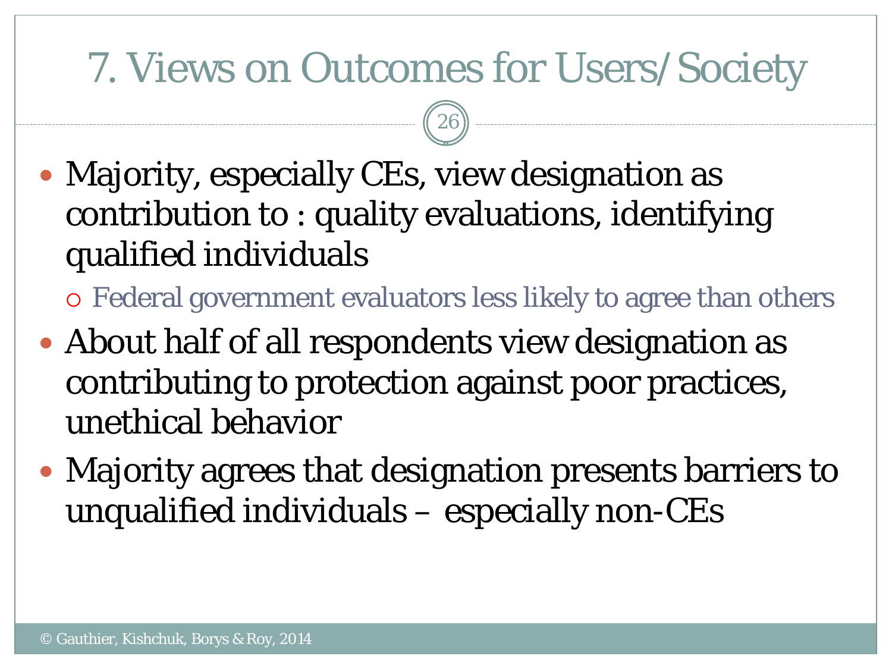# 7. Views on Outcomes for Users/Society

- Majority, especially CEs, view designation as contribution to : quality evaluations, identifying qualified individuals
  - Federal government evaluators less likely to agree than others
- About half of all respondents view designation as contributing to protection against poor practices, unethical behavior
- Majority agrees that designation presents barriers to unqualified individuals – especially non-CEs

© Gauthier, Kishchuk, Borys & Roy, 2014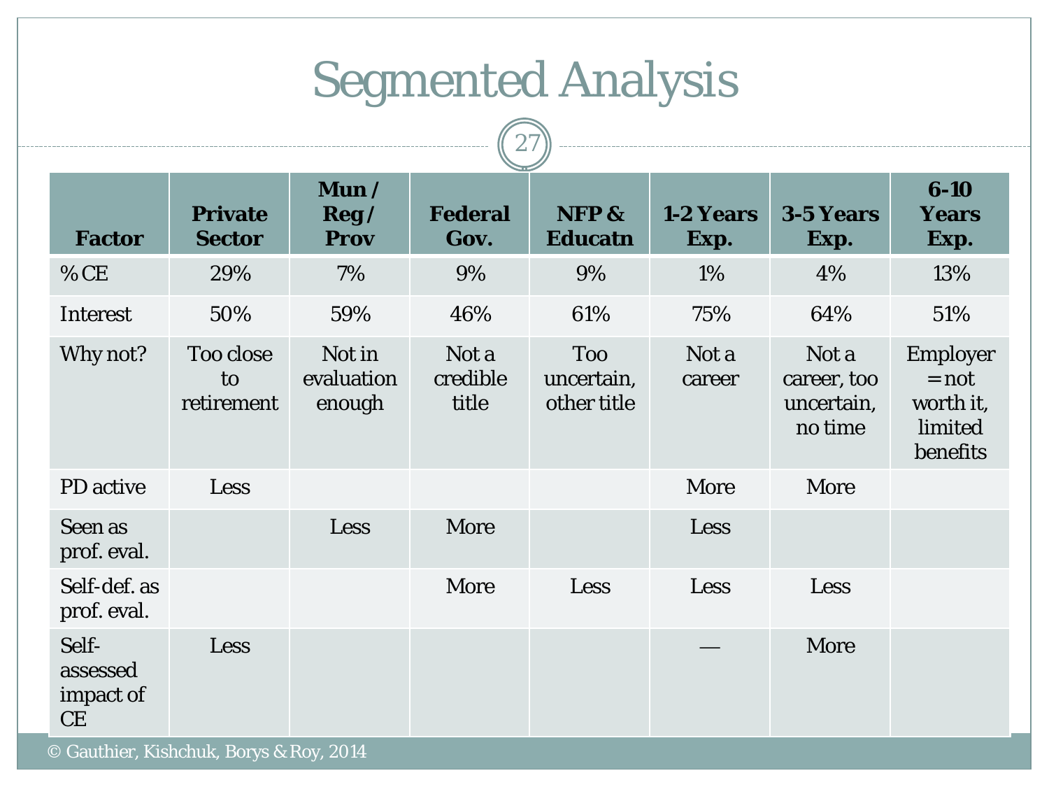# Segmented Analysis

| Factor | Private Sector | Mun / Reg / Prov | Federal Gov. | NFP & Educatn | 1-2 Years Exp. | 3-5 Years Exp. | 6-10 Years Exp. |
|---|---|---|---|---|---|---|---|
| % CE | 29% | 7% | 9% | 9% | 1% | 4% | 13% |
| Interest | 50% | 59% | 46% | 61% | 75% | 64% | 51% |
| Why not? | Too close to retirement | Not in evaluation enough | Not a credible title | Too uncertain, other title | Not a career | Not a career, too uncertain, no time | Employer = not worth it, limited benefits |
| PD active | Less | | | | More | More | |
| Seen as prof. eval. | | Less | More | | Less | | |
| Self-def. as prof. eval. | | | More | Less | Less | Less | |
| Self-assessed impact of CE | Less | | | | — | More | |

© Gauthier, Kishchuk, Borys & Roy, 2014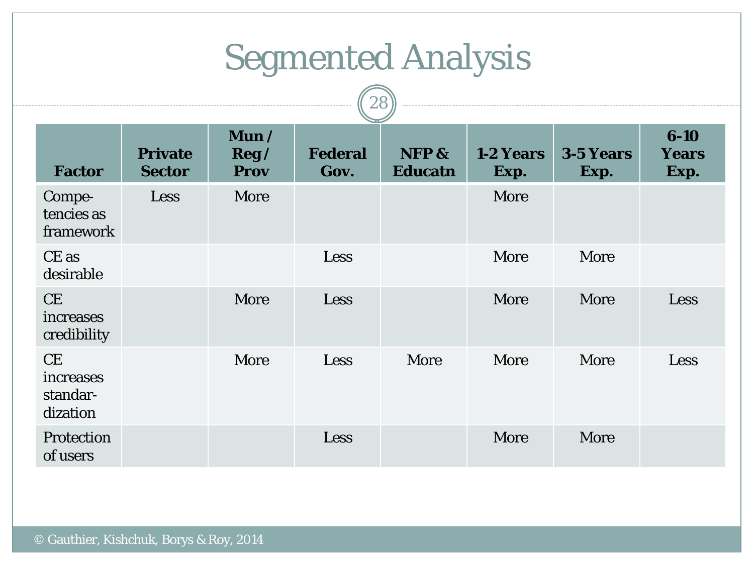# Segmented Analysis

| Factor | Private Sector | Mun / Reg / Prov | Federal Gov. | NFP & Educatn | 1-2 Years Exp. | 3-5 Years Exp. | 6-10 Years Exp. |
|---|---|---|---|---|---|---|---|
| Competencies as framework | Less | More | | | More | | |
| CE as desirable | | | Less | | More | More | |
| CE increases credibility | | More | Less | | More | More | Less |
| CE increases standardization | | More | Less | More | More | More | Less |
| Protection of users | | | Less | | More | More | |

© Gauthier, Kishchuk, Borys & Roy, 2014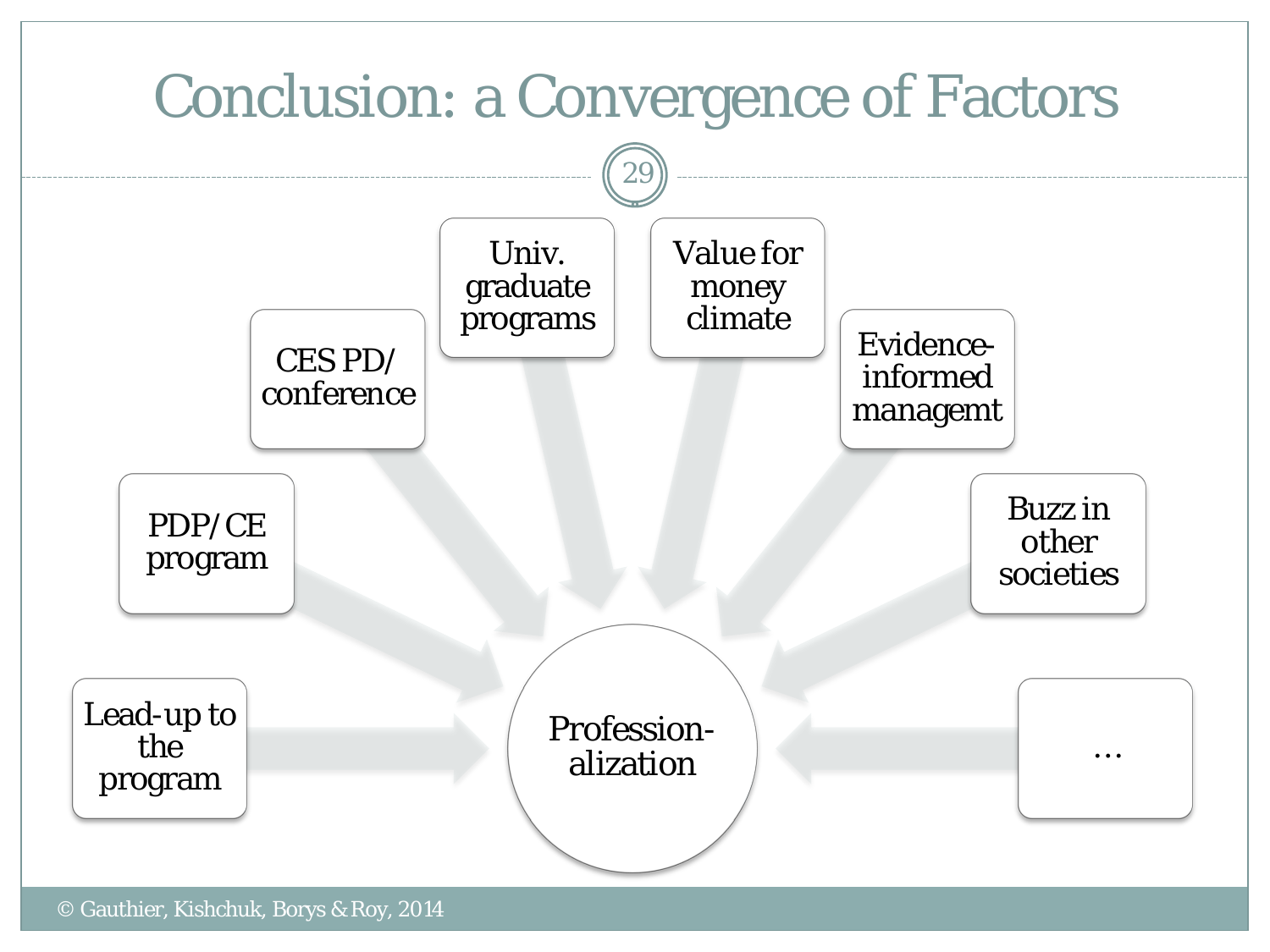# Conclusion: a Convergence of Factors

Lead-up to the program

PDP/CE program

CES PD/ conference

Univ. graduate programs

Value for money climate

Evidence-informed managemt

Buzz in other societies

…

Profession-alization

© Gauthier, Kishchuk, Borys & Roy, 2014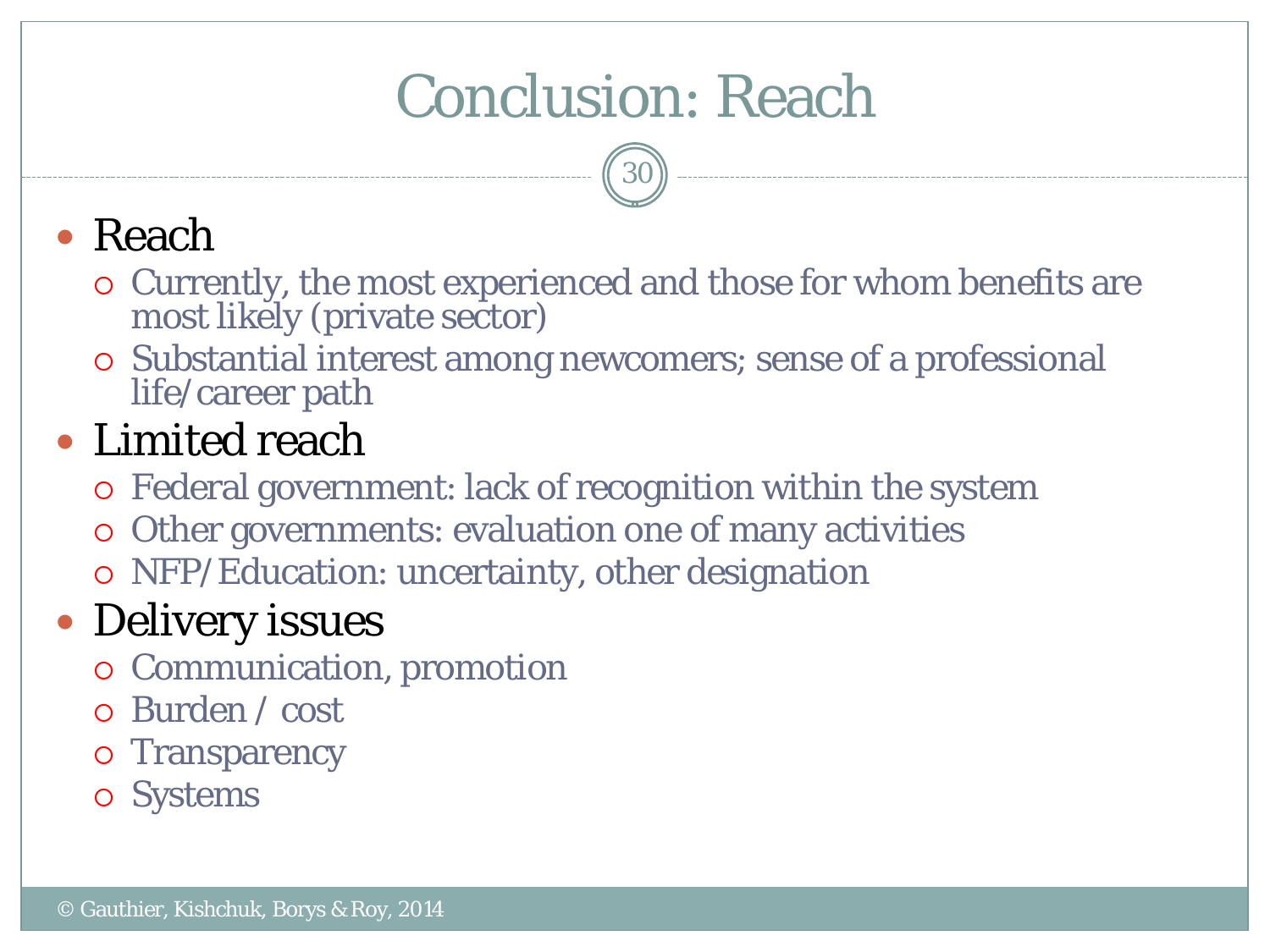# Conclusion: Reach

- Reach
  - Currently, the most experienced and those for whom benefits are most likely (private sector)
  - Substantial interest among newcomers; sense of a professional life/career path
- Limited reach
  - Federal government: lack of recognition within the system
  - Other governments: evaluation one of many activities
  - NFP/Education: uncertainty, other designation
- Delivery issues
  - Communication, promotion
  - Burden / cost
  - Transparency
  - Systems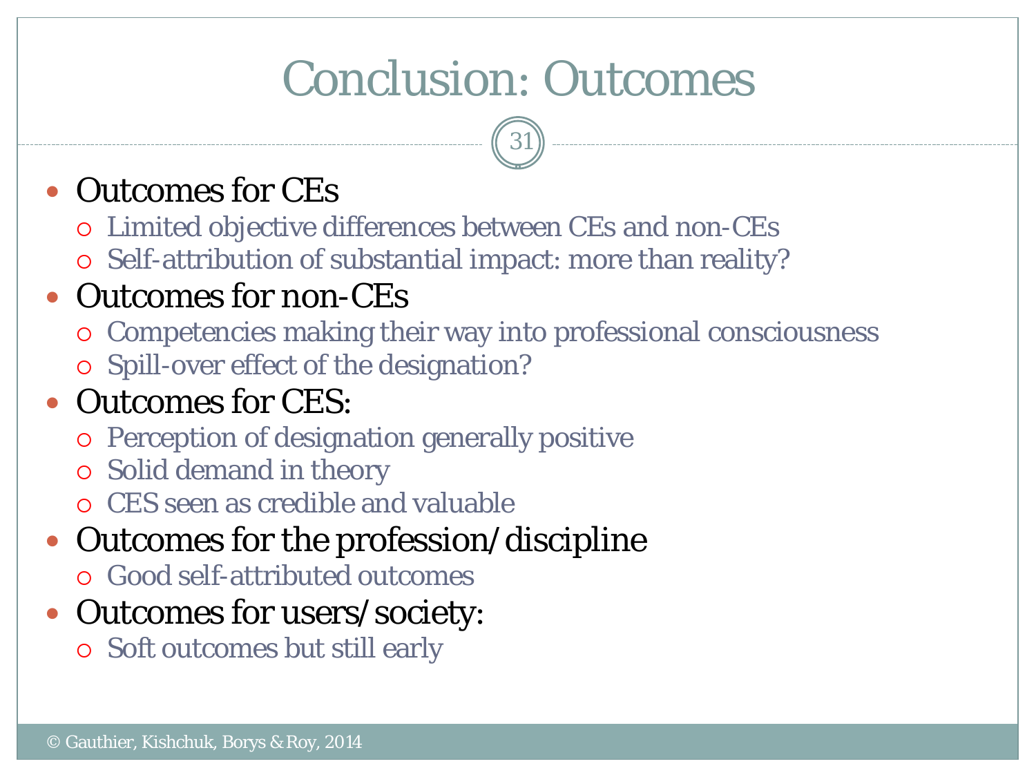# Conclusion: Outcomes

- Outcomes for CEs
  - Limited objective differences between CEs and non-CEs
  - Self-attribution of substantial impact: more than reality?
- Outcomes for non-CEs
  - Competencies making their way into professional consciousness
  - Spill-over effect of the designation?
- Outcomes for CES:
  - Perception of designation generally positive
  - Solid demand in theory
  - CES seen as credible and valuable
- Outcomes for the profession/discipline
  - Good self-attributed outcomes
- Outcomes for users/society:
  - Soft outcomes but still early

© Gauthier, Kishchuk, Borys & Roy, 2014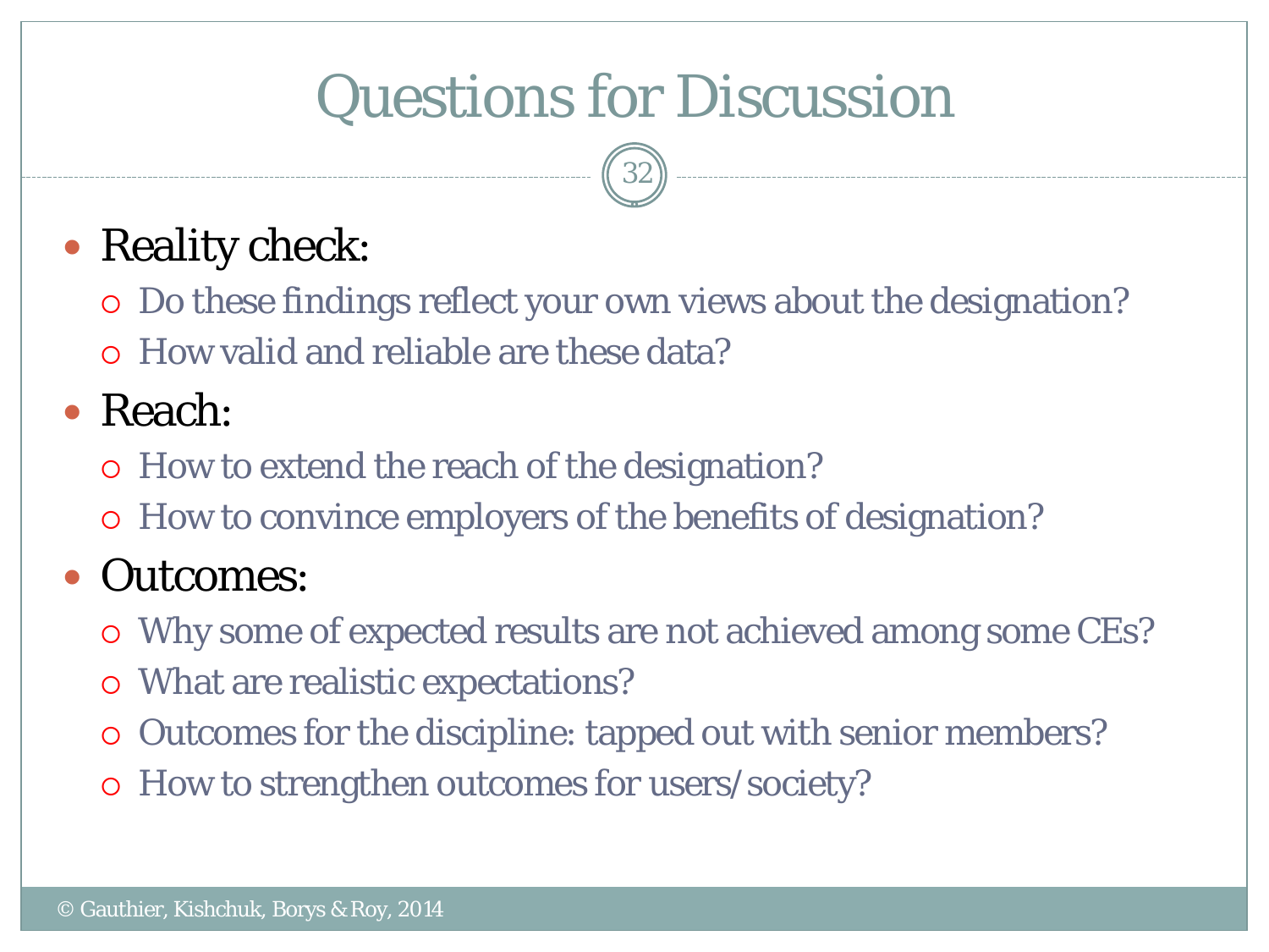# Questions for Discussion

- Reality check:
  - Do these findings reflect your own views about the designation?
  - How valid and reliable are these data?
- Reach:
  - How to extend the reach of the designation?
  - How to convince employers of the benefits of designation?
- Outcomes:
  - Why some of expected results are not achieved among some CEs?
  - What are realistic expectations?
  - Outcomes for the discipline: tapped out with senior members?
  - How to strengthen outcomes for users/society?

© Gauthier, Kishchuk, Borys & Roy, 2014